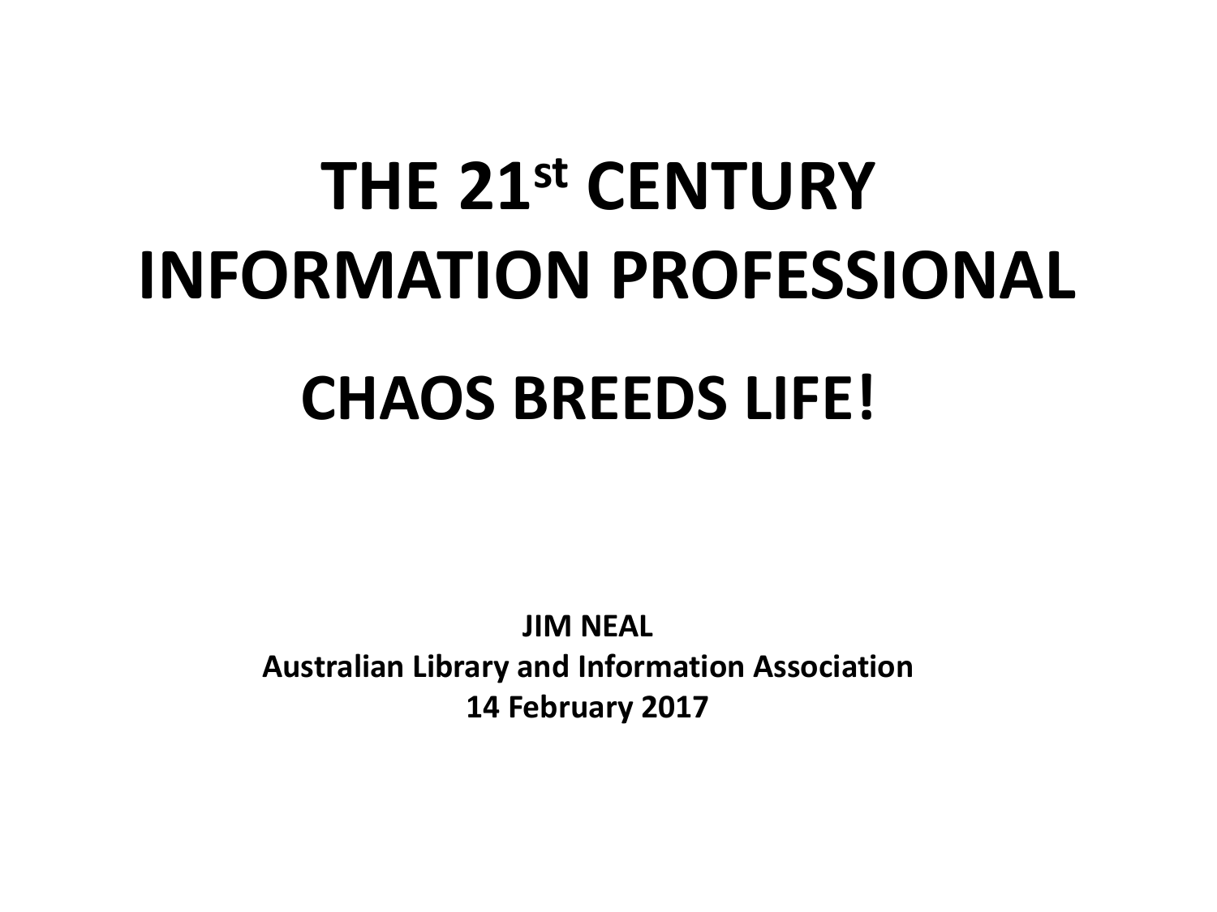# THE 21st CENTURY INFORMATION PROFESSIONAL

## CHAOS BREEDS LIFE!

**JIM NEAL**
**Australian Library and Information Association**
**14 February 2017**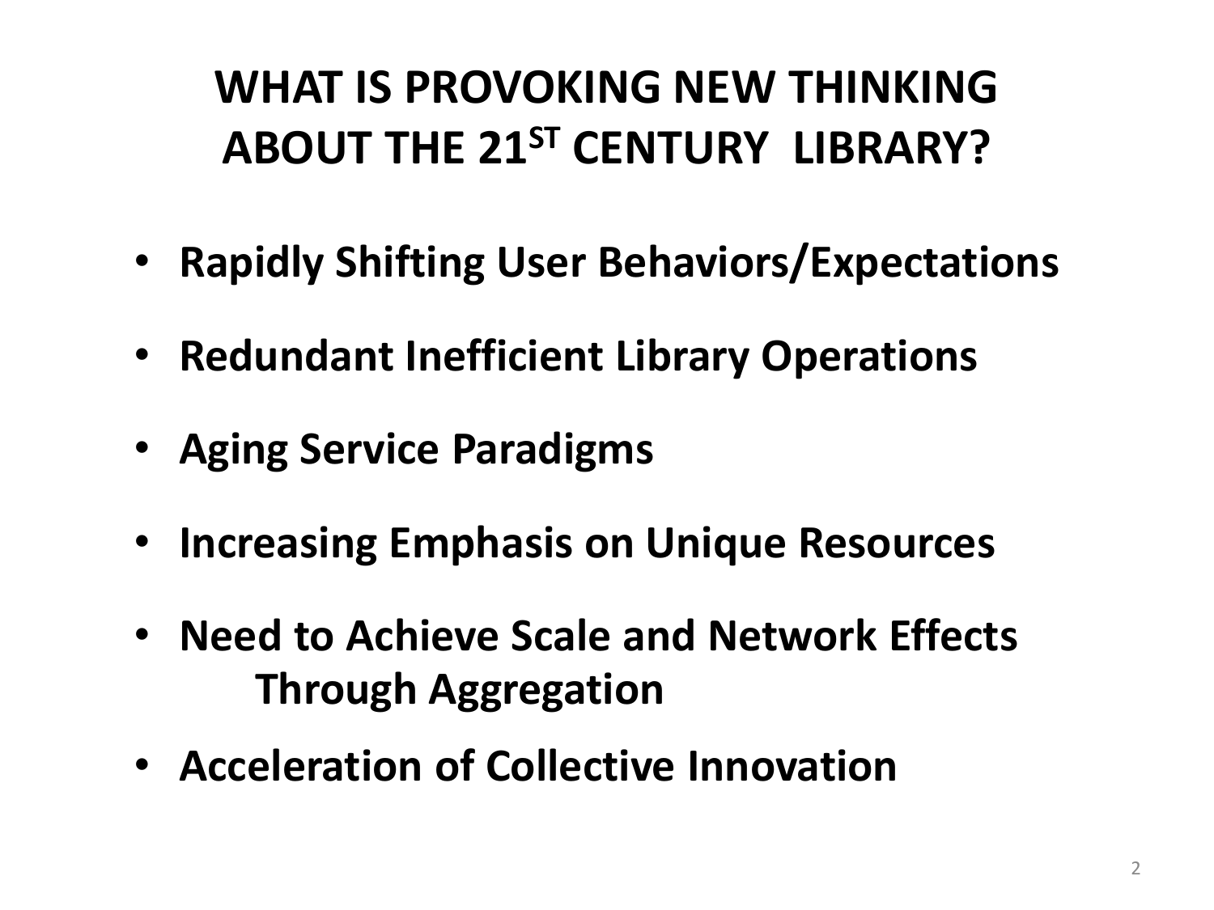# WHAT IS PROVOKING NEW THINKING ABOUT THE 21ST CENTURY LIBRARY?

- **Rapidly Shifting User Behaviors/Expectations**
- **Redundant Inefficient Library Operations**
- **Aging Service Paradigms**
- **Increasing Emphasis on Unique Resources**
- **Need to Achieve Scale and Network Effects Through Aggregation**
- **Acceleration of Collective Innovation**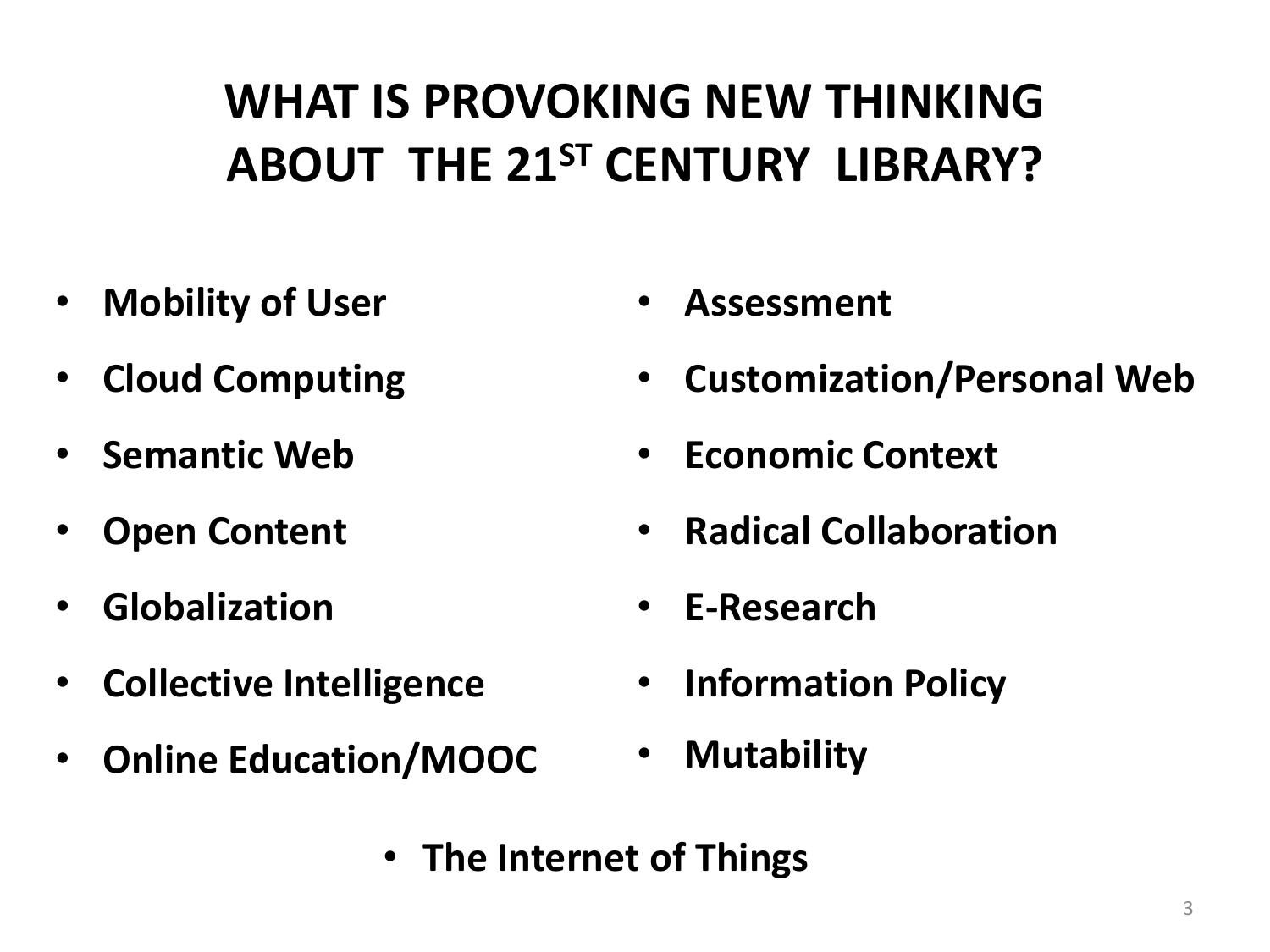# WHAT IS PROVOKING NEW THINKING ABOUT THE 21ST CENTURY LIBRARY?

- **Mobility of User**
- **Cloud Computing**
- **Semantic Web**
- **Open Content**
- **Globalization**
- **Collective Intelligence**
- **Online Education/MOOC**
- **Assessment**
- **Customization/Personal Web**
- **Economic Context**
- **Radical Collaboration**
- **E-Research**
- **Information Policy**
- **Mutability**
- **The Internet of Things**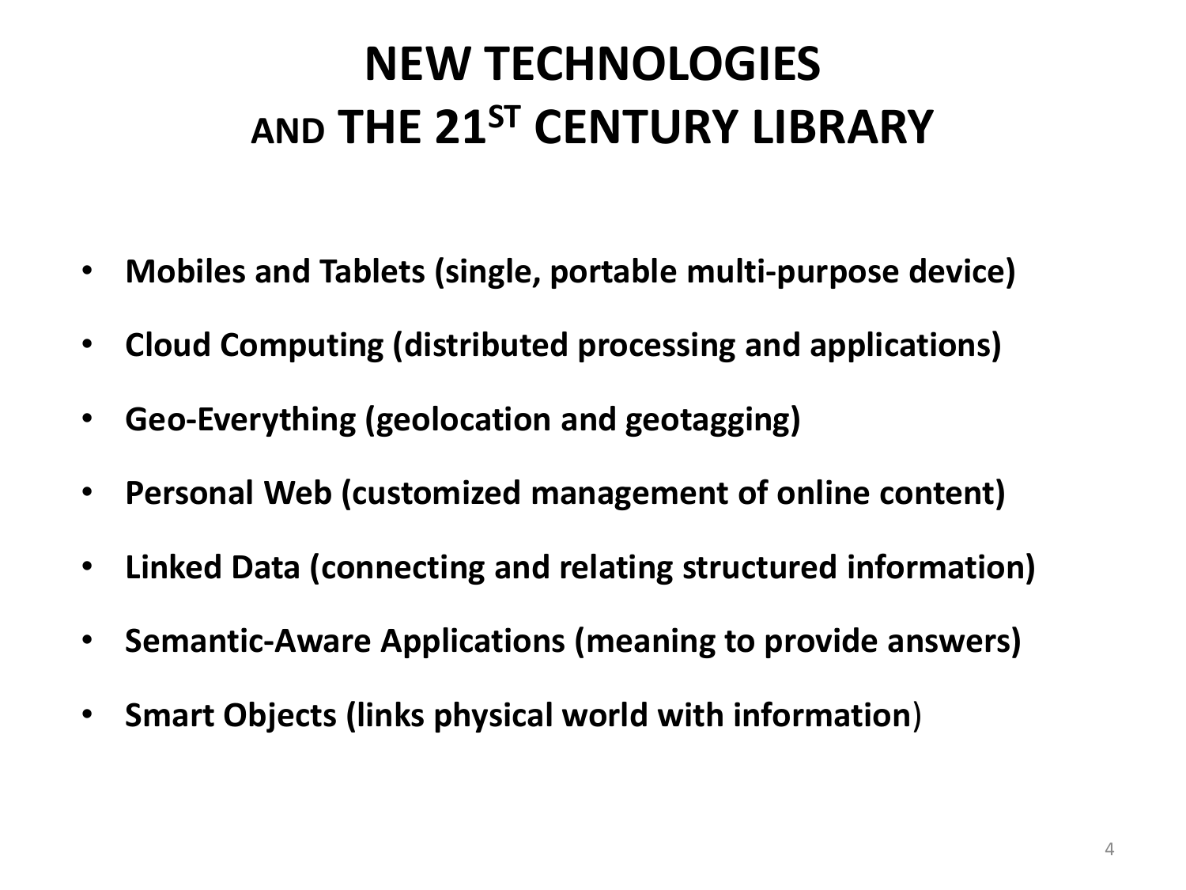# NEW TECHNOLOGIES AND THE 21ST CENTURY LIBRARY

- **Mobiles and Tablets (single, portable multi-purpose device)**
- **Cloud Computing (distributed processing and applications)**
- **Geo-Everything (geolocation and geotagging)**
- **Personal Web (customized management of online content)**
- **Linked Data (connecting and relating structured information)**
- **Semantic-Aware Applications (meaning to provide answers)**
- **Smart Objects (links physical world with information**)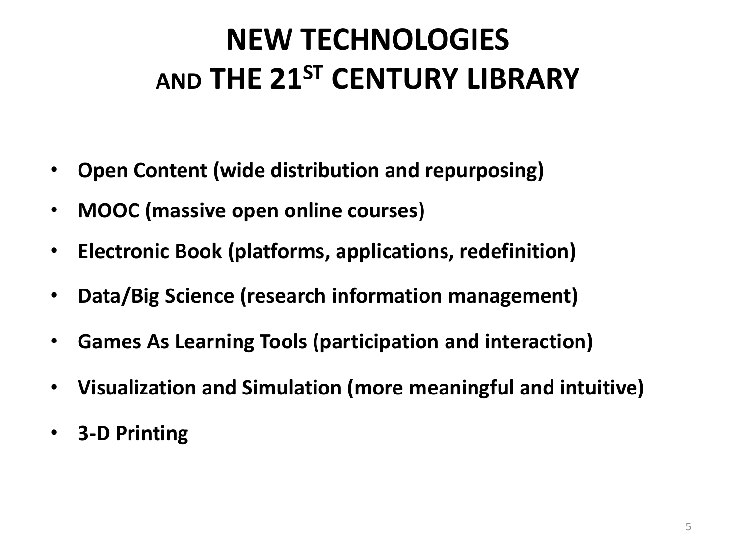# NEW TECHNOLOGIES AND THE 21ST CENTURY LIBRARY

- **Open Content (wide distribution and repurposing)**
- **MOOC (massive open online courses)**
- **Electronic Book (platforms, applications, redefinition)**
- **Data/Big Science (research information management)**
- **Games As Learning Tools (participation and interaction)**
- **Visualization and Simulation (more meaningful and intuitive)**
- **3-D Printing**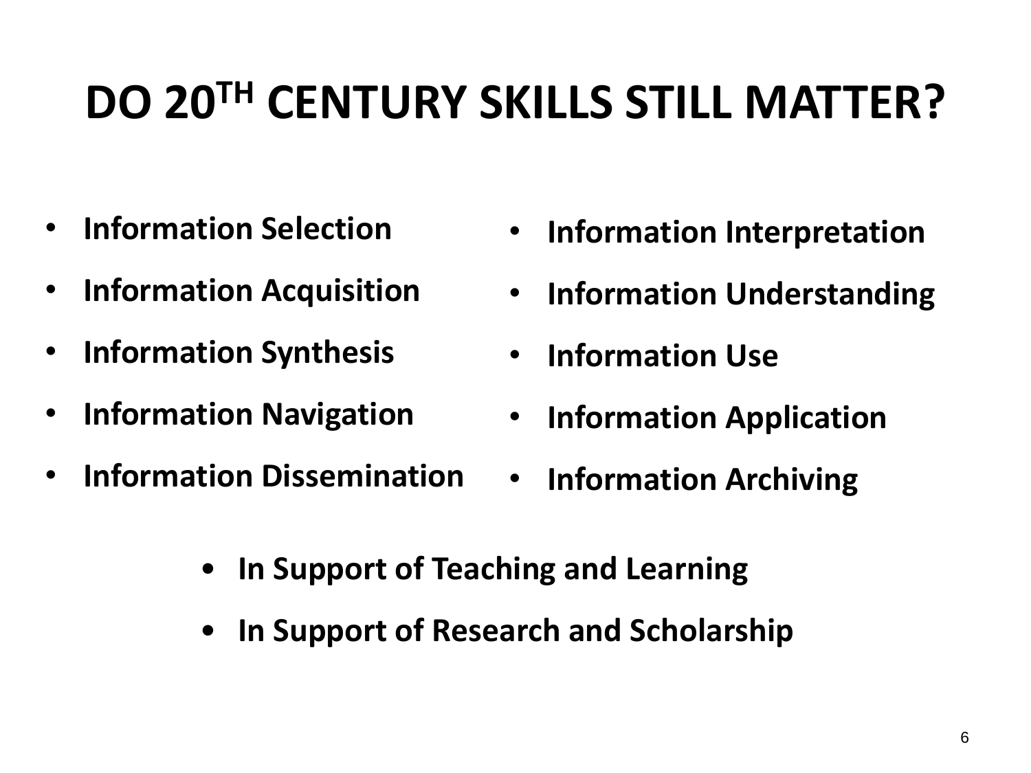# DO 20TH CENTURY SKILLS STILL MATTER?

- **Information Selection**
- **Information Acquisition**
- **Information Synthesis**
- **Information Navigation**
- **Information Dissemination**
- **Information Interpretation**
- **Information Understanding**
- **Information Use**
- **Information Application**
- **Information Archiving**

- **In Support of Teaching and Learning**
- **In Support of Research and Scholarship**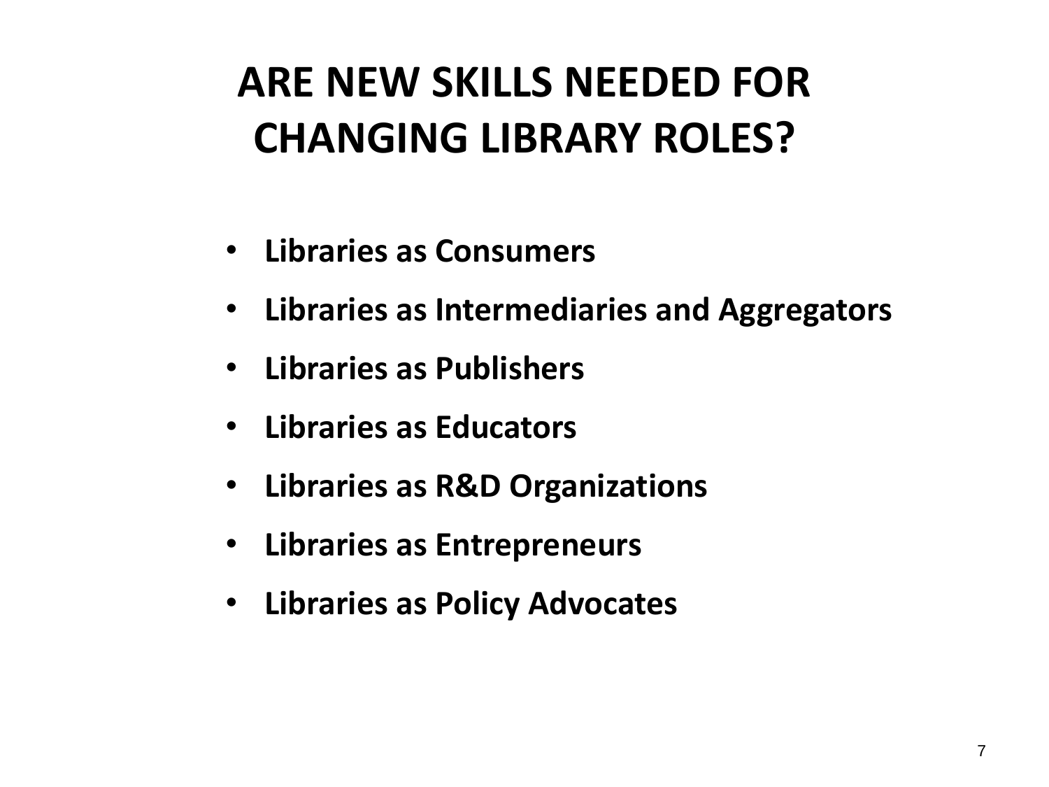# ARE NEW SKILLS NEEDED FOR CHANGING LIBRARY ROLES?

- **Libraries as Consumers**
- **Libraries as Intermediaries and Aggregators**
- **Libraries as Publishers**
- **Libraries as Educators**
- **Libraries as R&D Organizations**
- **Libraries as Entrepreneurs**
- **Libraries as Policy Advocates**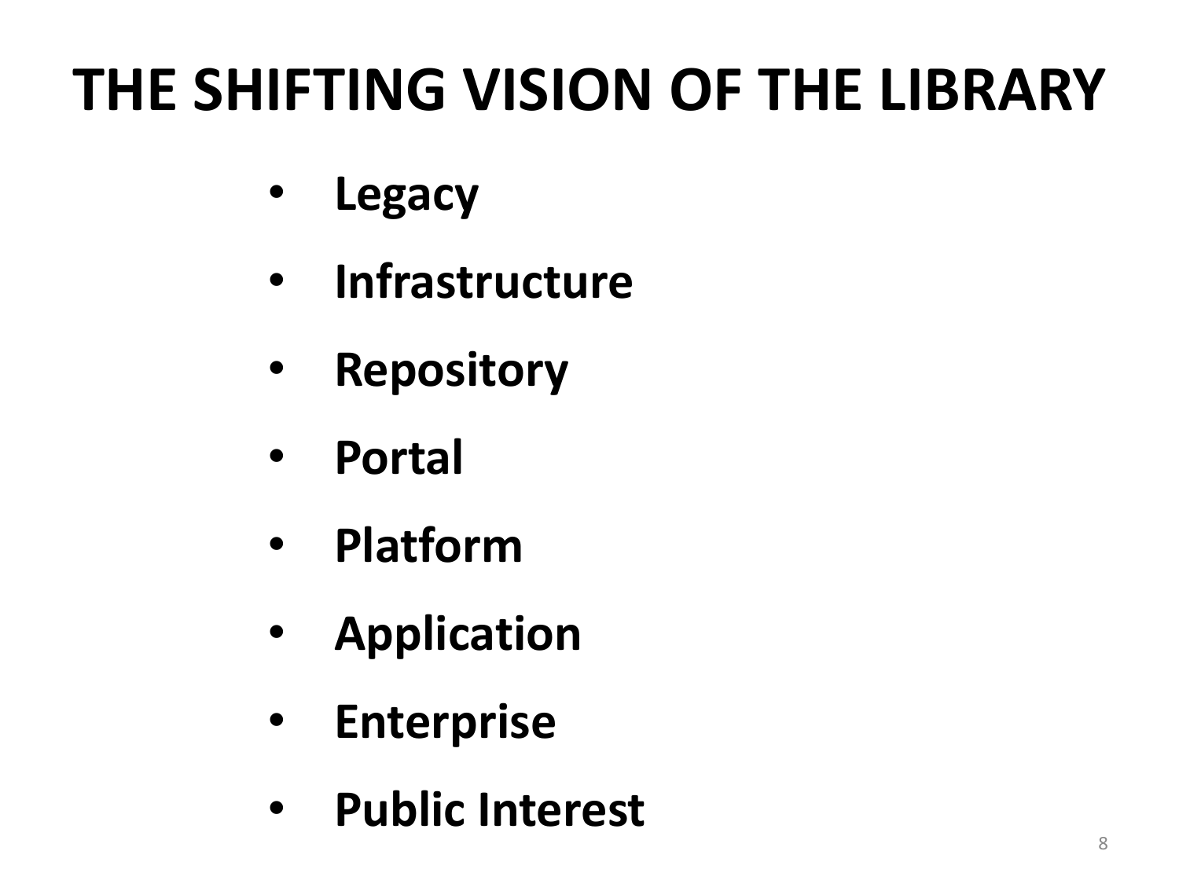# THE SHIFTING VISION OF THE LIBRARY

- **Legacy**
- **Infrastructure**
- **Repository**
- **Portal**
- **Platform**
- **Application**
- **Enterprise**
- **Public Interest**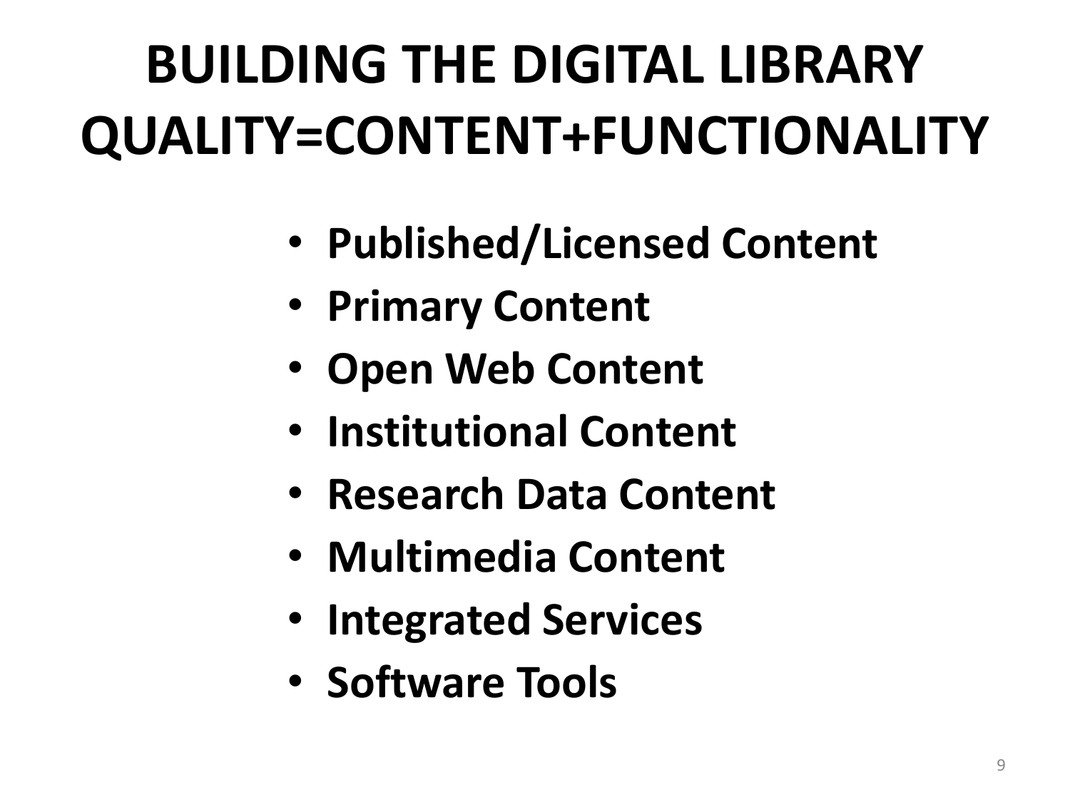# BUILDING THE DIGITAL LIBRARY QUALITY=CONTENT+FUNCTIONALITY

- **Published/Licensed Content**
- **Primary Content**
- **Open Web Content**
- **Institutional Content**
- **Research Data Content**
- **Multimedia Content**
- **Integrated Services**
- **Software Tools**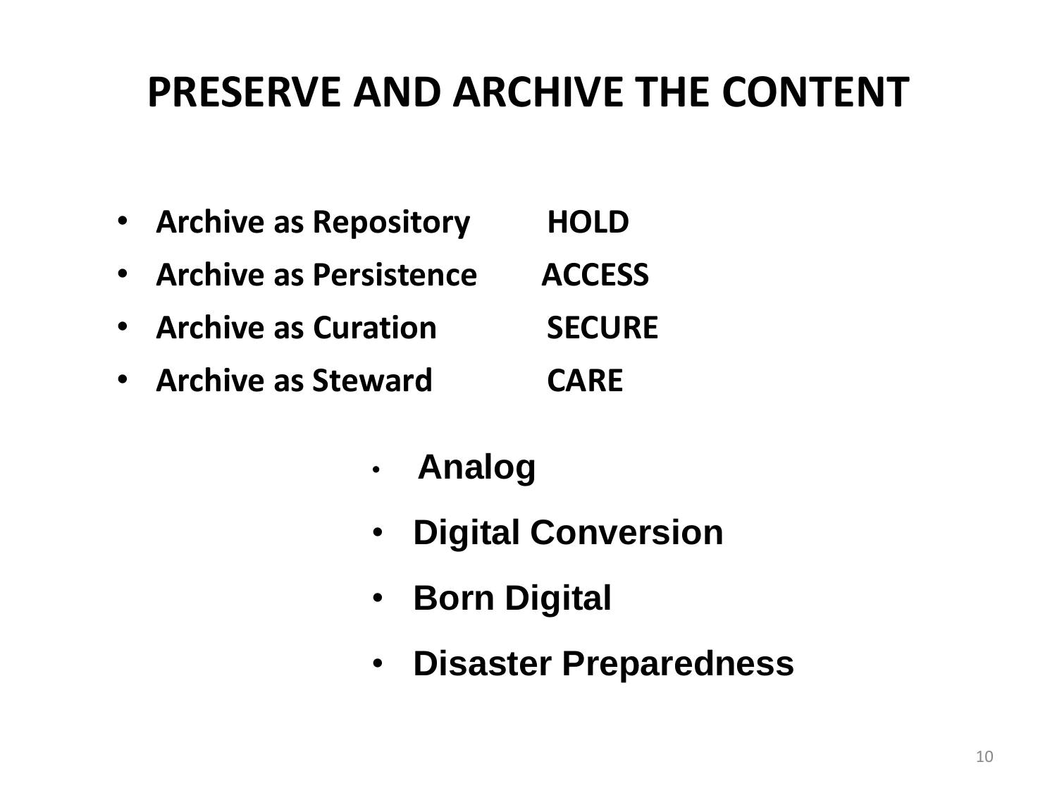# PRESERVE AND ARCHIVE THE CONTENT

- **Archive as Repository** **HOLD**
- **Archive as Persistence** **ACCESS**
- **Archive as Curation** **SECURE**
- **Archive as Steward** **CARE**

- **Analog**
- **Digital Conversion**
- **Born Digital**
- **Disaster Preparedness**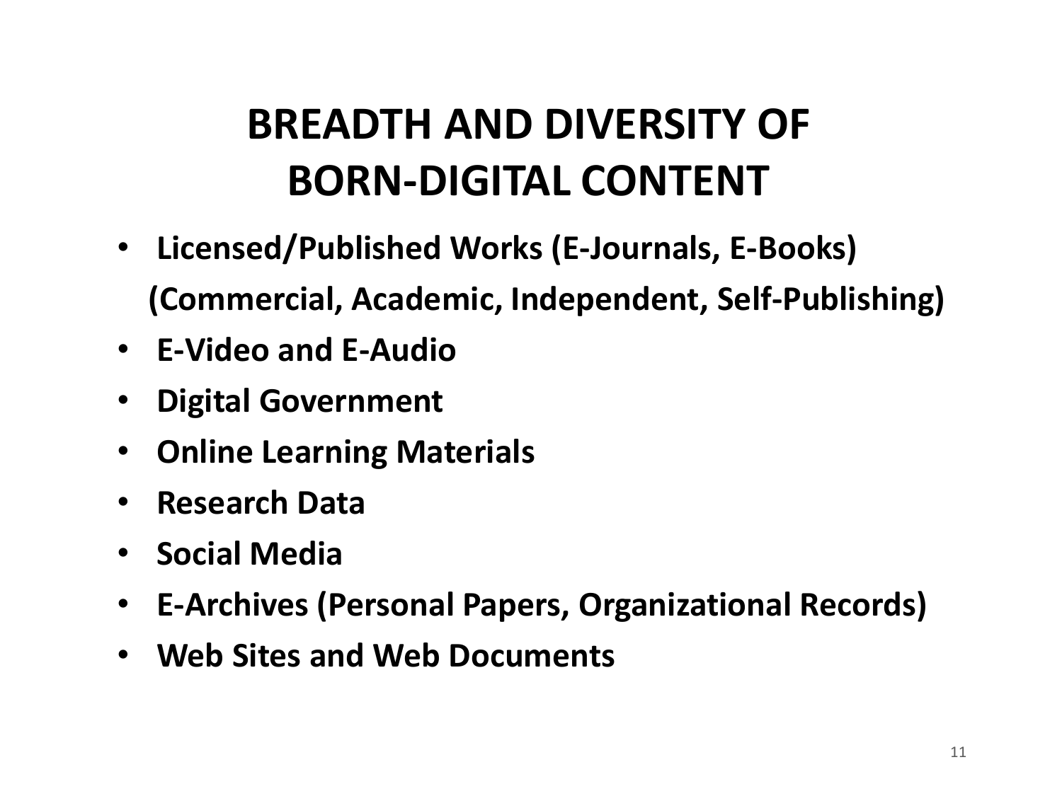# BREADTH AND DIVERSITY OF BORN-DIGITAL CONTENT

- **Licensed/Published Works (E-Journals, E-Books) (Commercial, Academic, Independent, Self-Publishing)**
- **E-Video and E-Audio**
- **Digital Government**
- **Online Learning Materials**
- **Research Data**
- **Social Media**
- **E-Archives (Personal Papers, Organizational Records)**
- **Web Sites and Web Documents**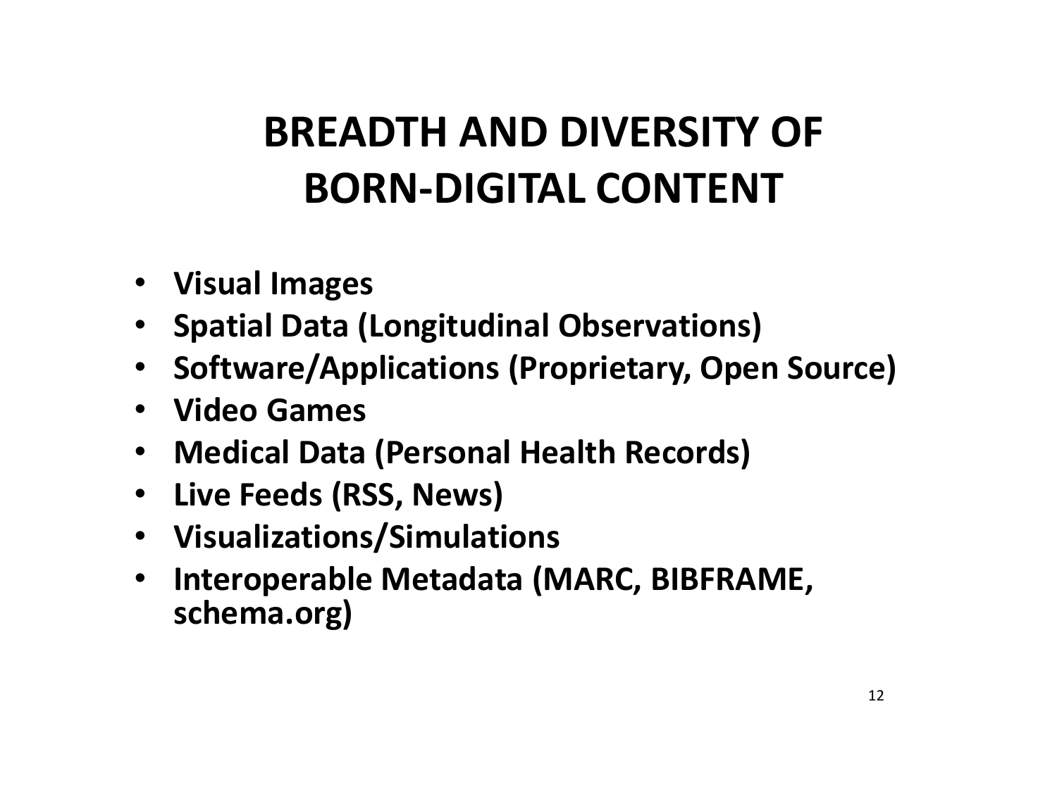# BREADTH AND DIVERSITY OF BORN-DIGITAL CONTENT

- **Visual Images**
- **Spatial Data (Longitudinal Observations)**
- **Software/Applications (Proprietary, Open Source)**
- **Video Games**
- **Medical Data (Personal Health Records)**
- **Live Feeds (RSS, News)**
- **Visualizations/Simulations**
- **Interoperable Metadata (MARC, BIBFRAME, schema.org)**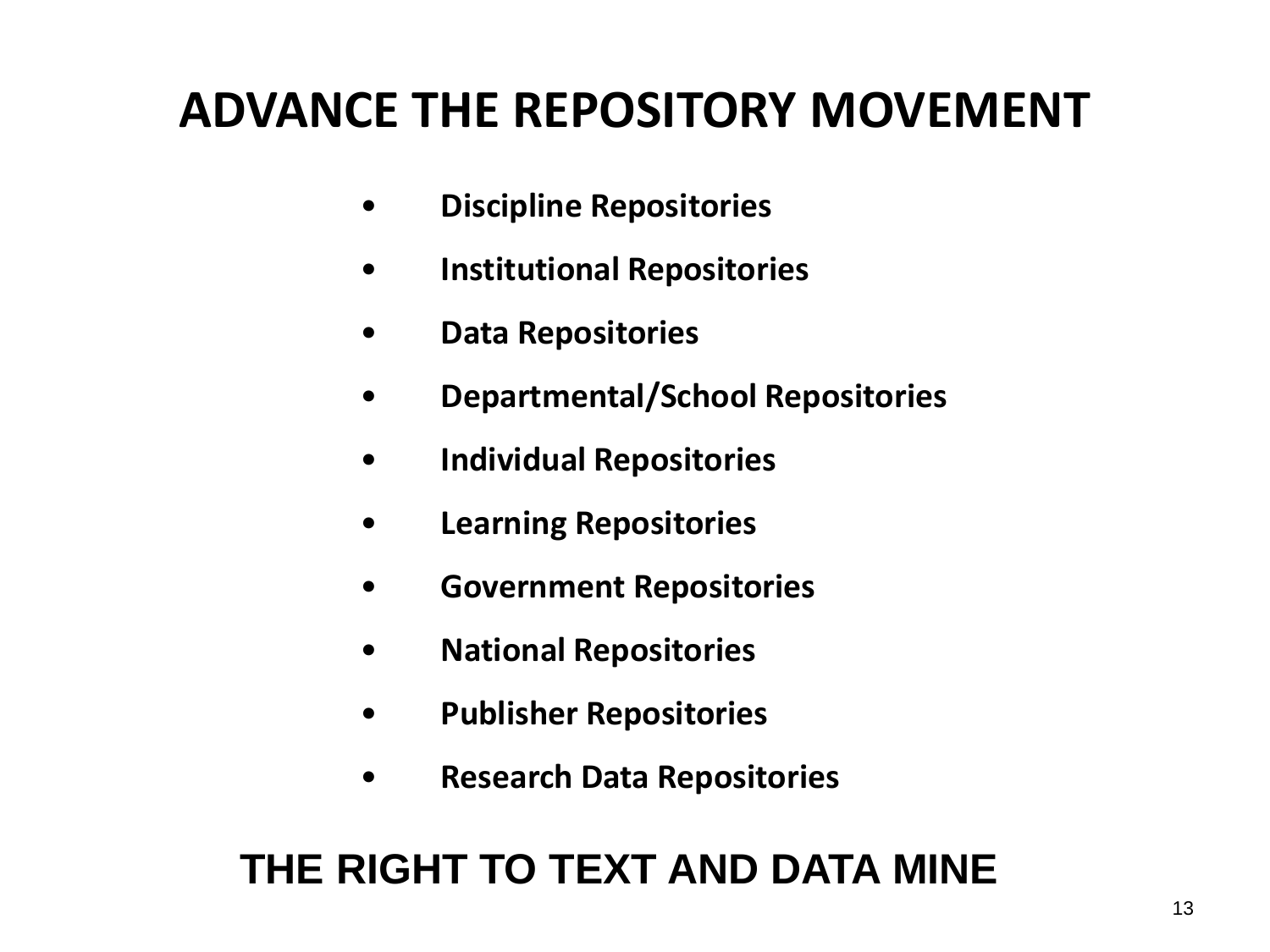# ADVANCE THE REPOSITORY MOVEMENT

- **Discipline Repositories**
- **Institutional Repositories**
- **Data Repositories**
- **Departmental/School Repositories**
- **Individual Repositories**
- **Learning Repositories**
- **Government Repositories**
- **National Repositories**
- **Publisher Repositories**
- **Research Data Repositories**

## THE RIGHT TO TEXT AND DATA MINE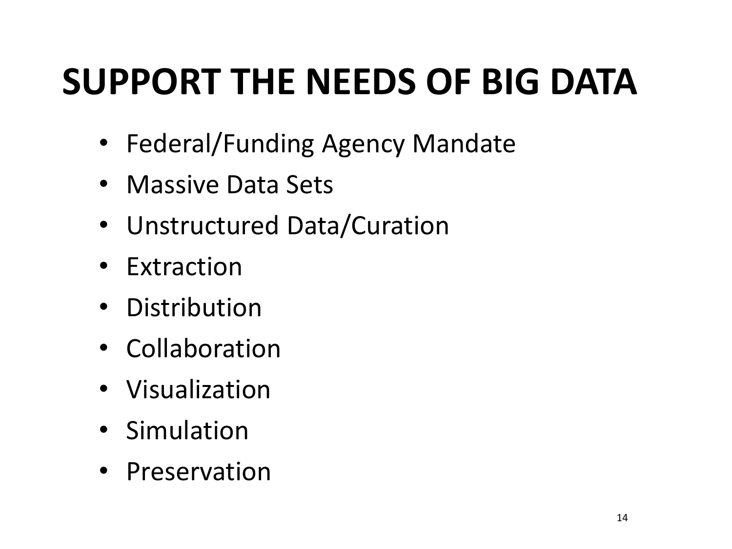# SUPPORT THE NEEDS OF BIG DATA

- Federal/Funding Agency Mandate
- Massive Data Sets
- Unstructured Data/Curation
- Extraction
- Distribution
- Collaboration
- Visualization
- Simulation
- Preservation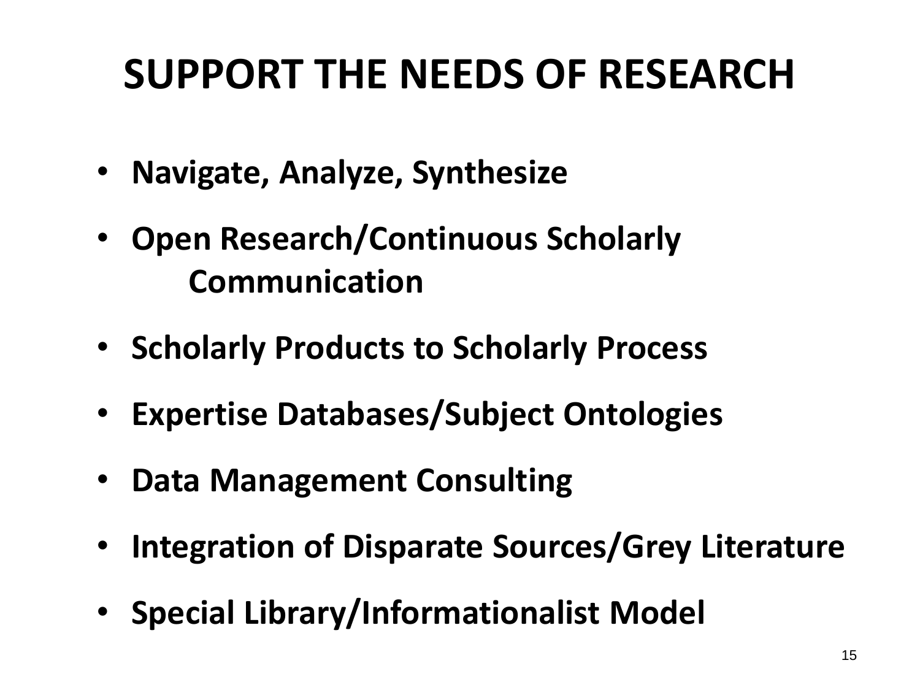# SUPPORT THE NEEDS OF RESEARCH

- **Navigate, Analyze, Synthesize**
- **Open Research/Continuous Scholarly Communication**
- **Scholarly Products to Scholarly Process**
- **Expertise Databases/Subject Ontologies**
- **Data Management Consulting**
- **Integration of Disparate Sources/Grey Literature**
- **Special Library/Informationalist Model**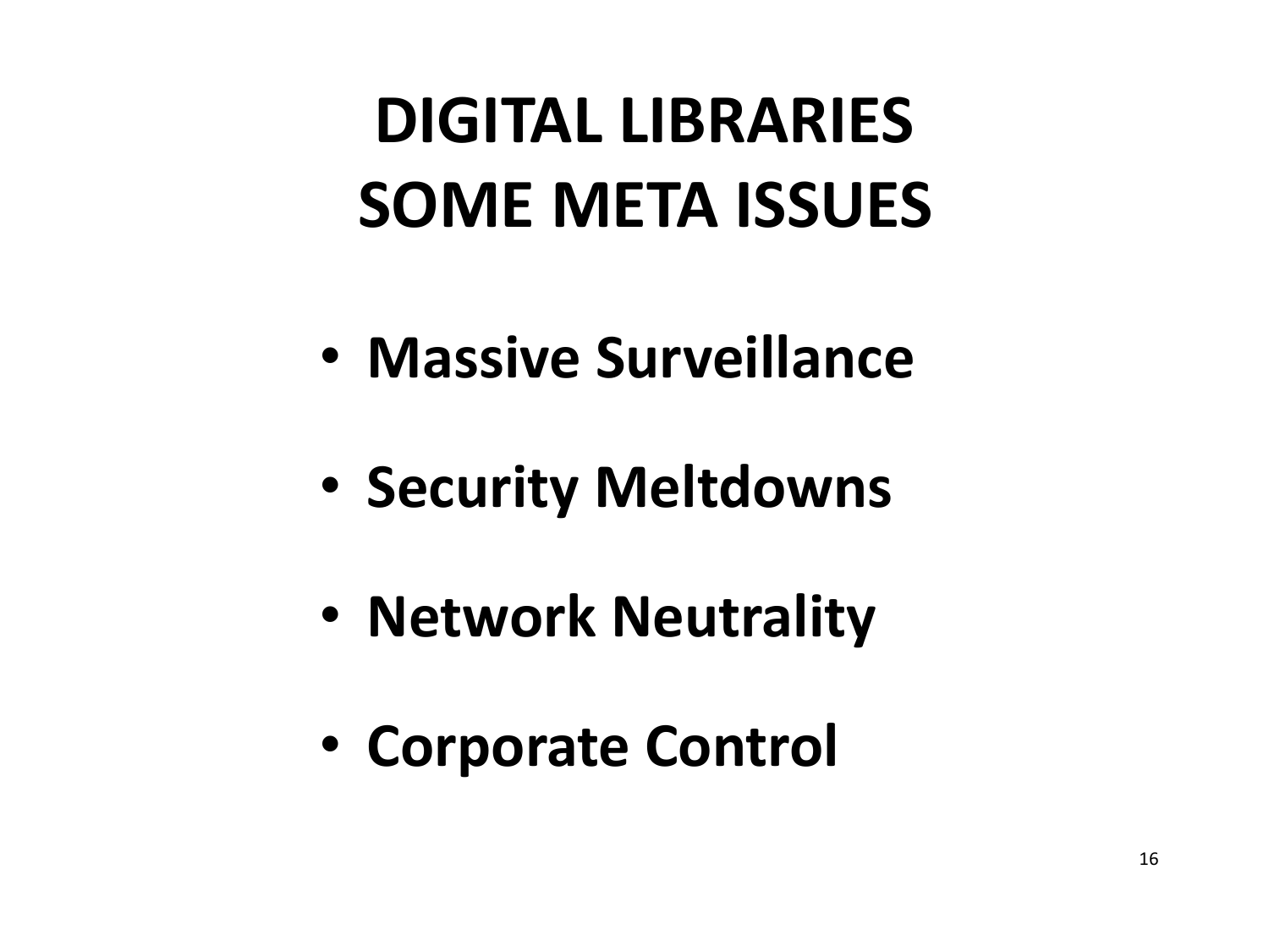# DIGITAL LIBRARIES SOME META ISSUES

- **Massive Surveillance**
- **Security Meltdowns**
- **Network Neutrality**
- **Corporate Control**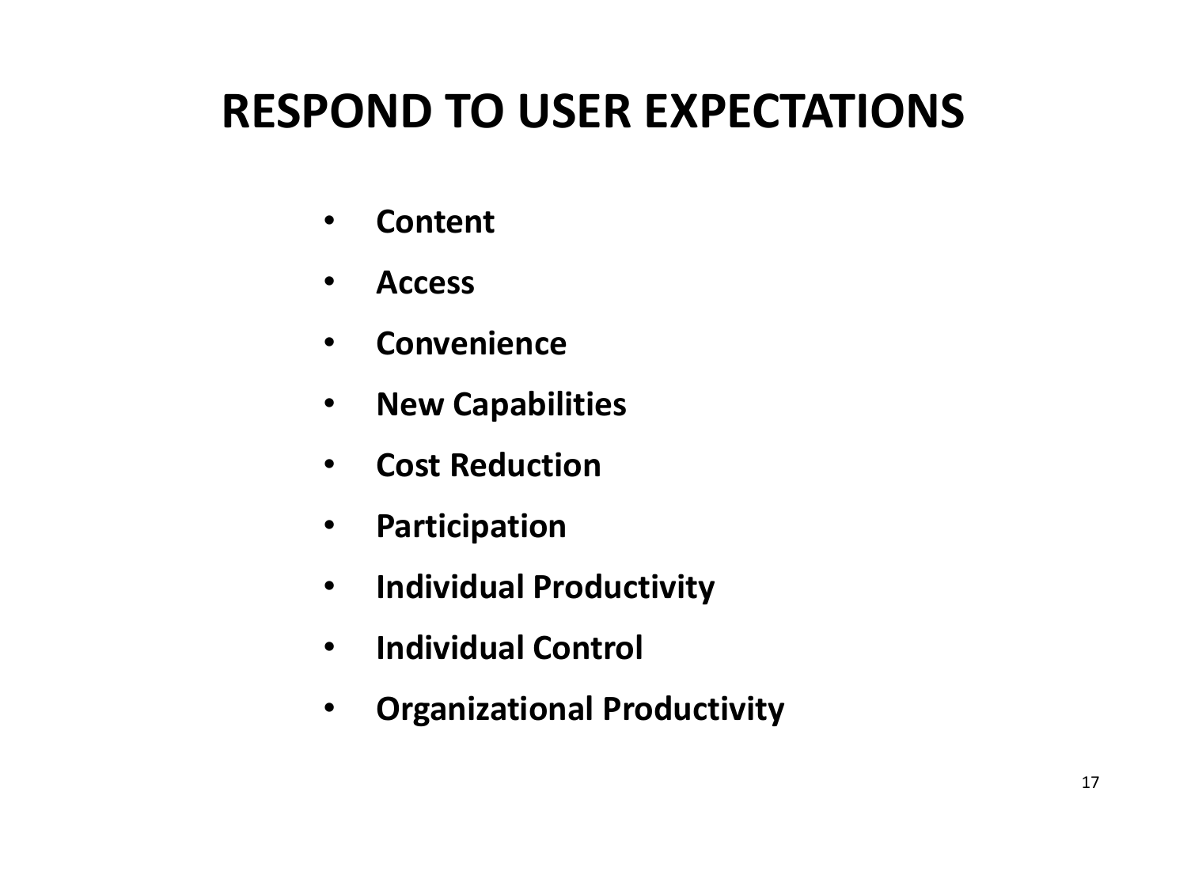# RESPOND TO USER EXPECTATIONS

- **Content**
- **Access**
- **Convenience**
- **New Capabilities**
- **Cost Reduction**
- **Participation**
- **Individual Productivity**
- **Individual Control**
- **Organizational Productivity**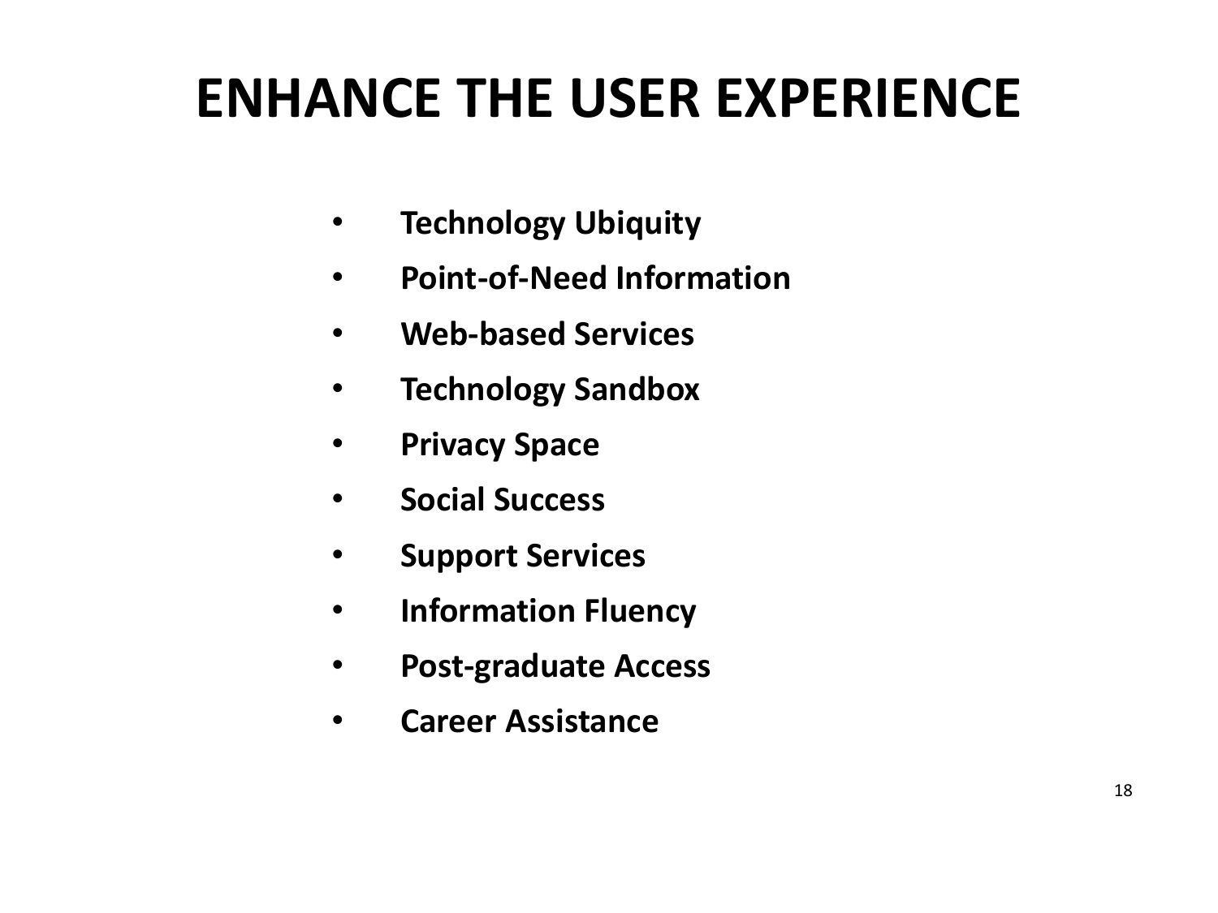# ENHANCE THE USER EXPERIENCE

- **Technology Ubiquity**
- **Point-of-Need Information**
- **Web-based Services**
- **Technology Sandbox**
- **Privacy Space**
- **Social Success**
- **Support Services**
- **Information Fluency**
- **Post-graduate Access**
- **Career Assistance**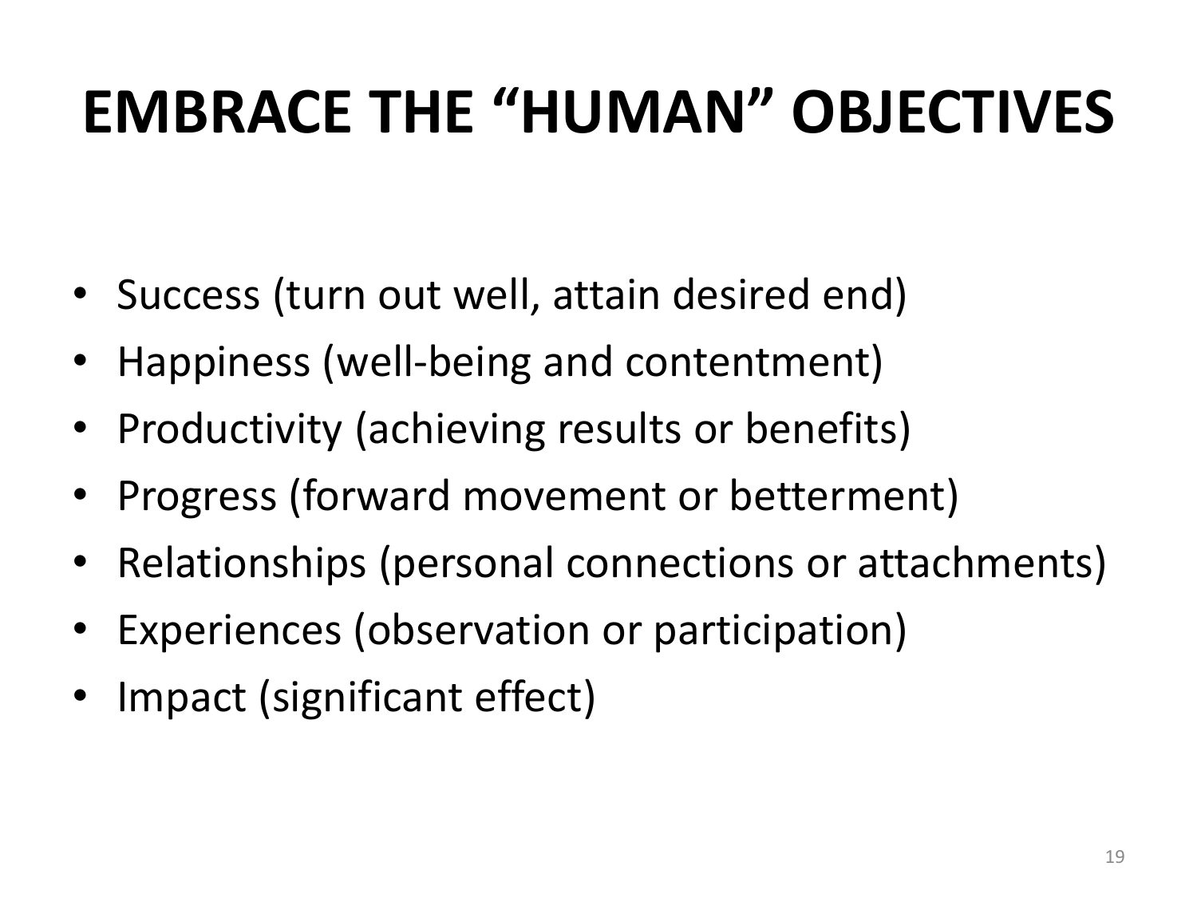# EMBRACE THE "HUMAN" OBJECTIVES

- Success (turn out well, attain desired end)
- Happiness (well-being and contentment)
- Productivity (achieving results or benefits)
- Progress (forward movement or betterment)
- Relationships (personal connections or attachments)
- Experiences (observation or participation)
- Impact (significant effect)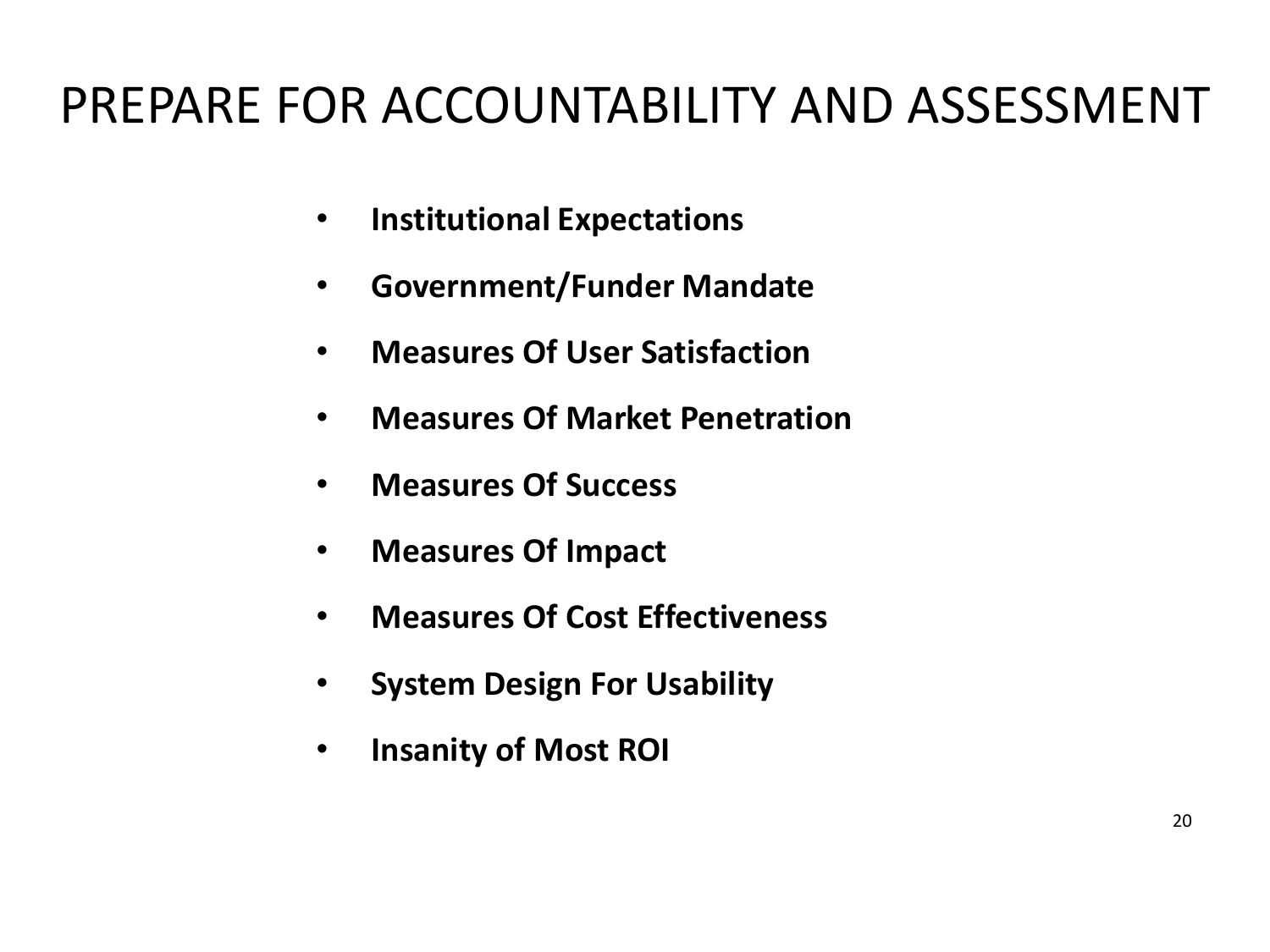# PREPARE FOR ACCOUNTABILITY AND ASSESSMENT

- **Institutional Expectations**
- **Government/Funder Mandate**
- **Measures Of User Satisfaction**
- **Measures Of Market Penetration**
- **Measures Of Success**
- **Measures Of Impact**
- **Measures Of Cost Effectiveness**
- **System Design For Usability**
- **Insanity of Most ROI**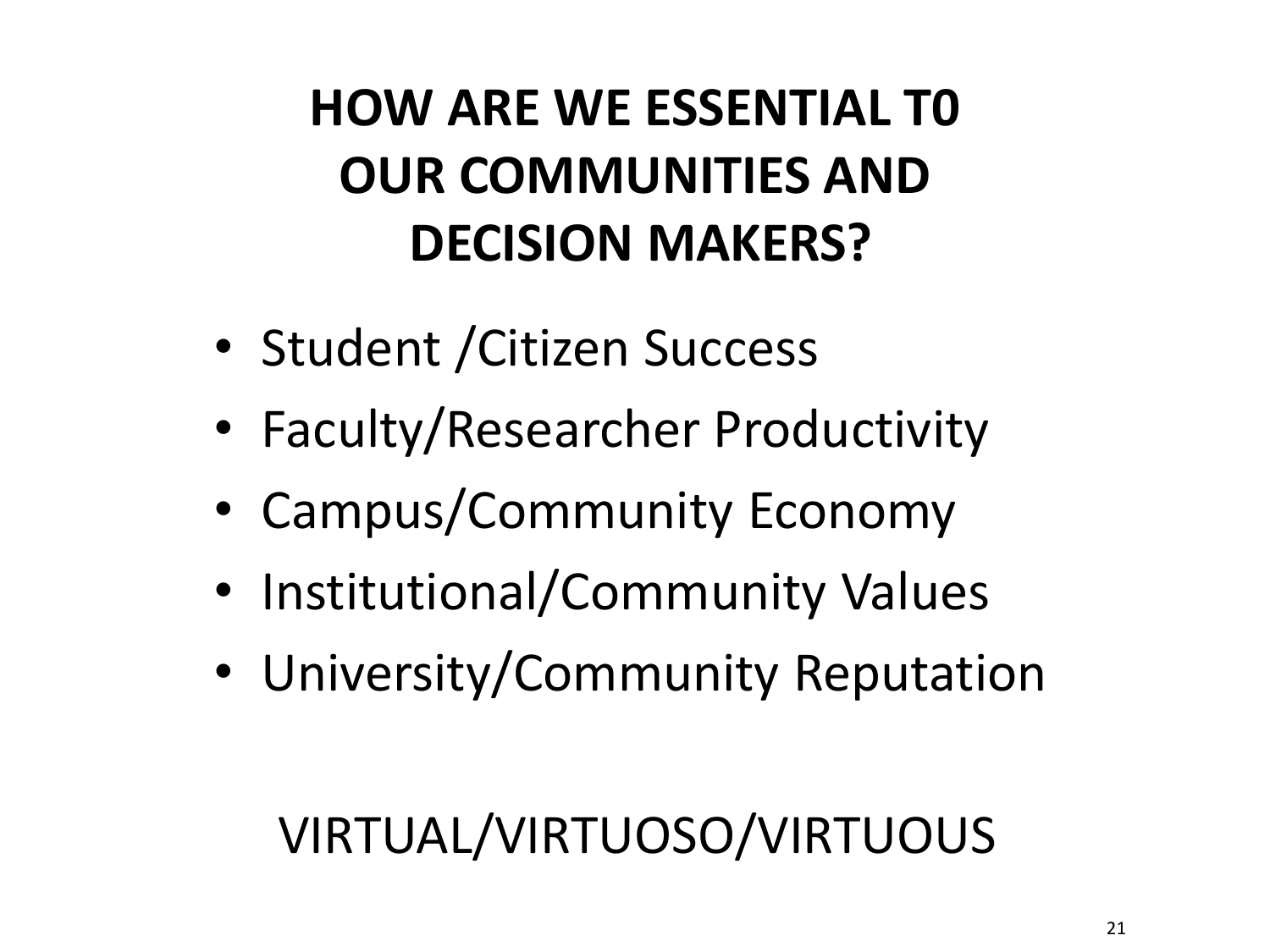# HOW ARE WE ESSENTIAL T0 OUR COMMUNITIES AND DECISION MAKERS?

- Student /Citizen Success
- Faculty/Researcher Productivity
- Campus/Community Economy
- Institutional/Community Values
- University/Community Reputation

VIRTUAL/VIRTUOSO/VIRTUOUS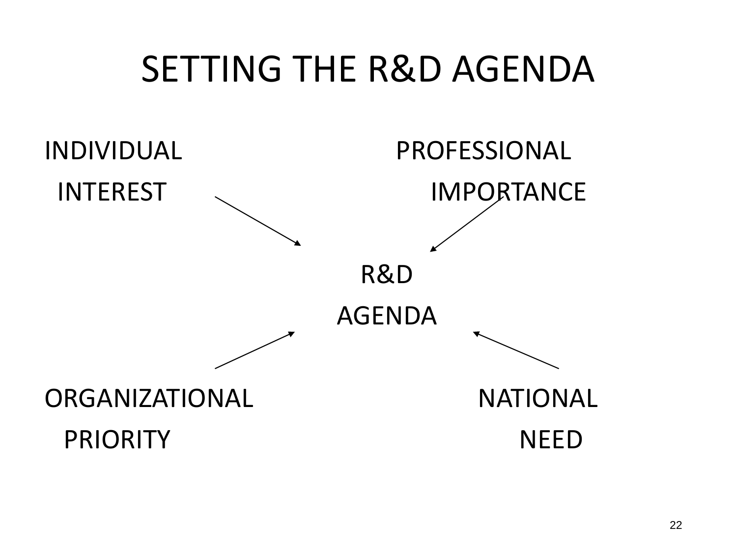# SETTING THE R&D AGENDA

INDIVIDUAL INTEREST

PROFESSIONAL IMPORTANCE

R&D AGENDA

ORGANIZATIONAL PRIORITY

NATIONAL NEED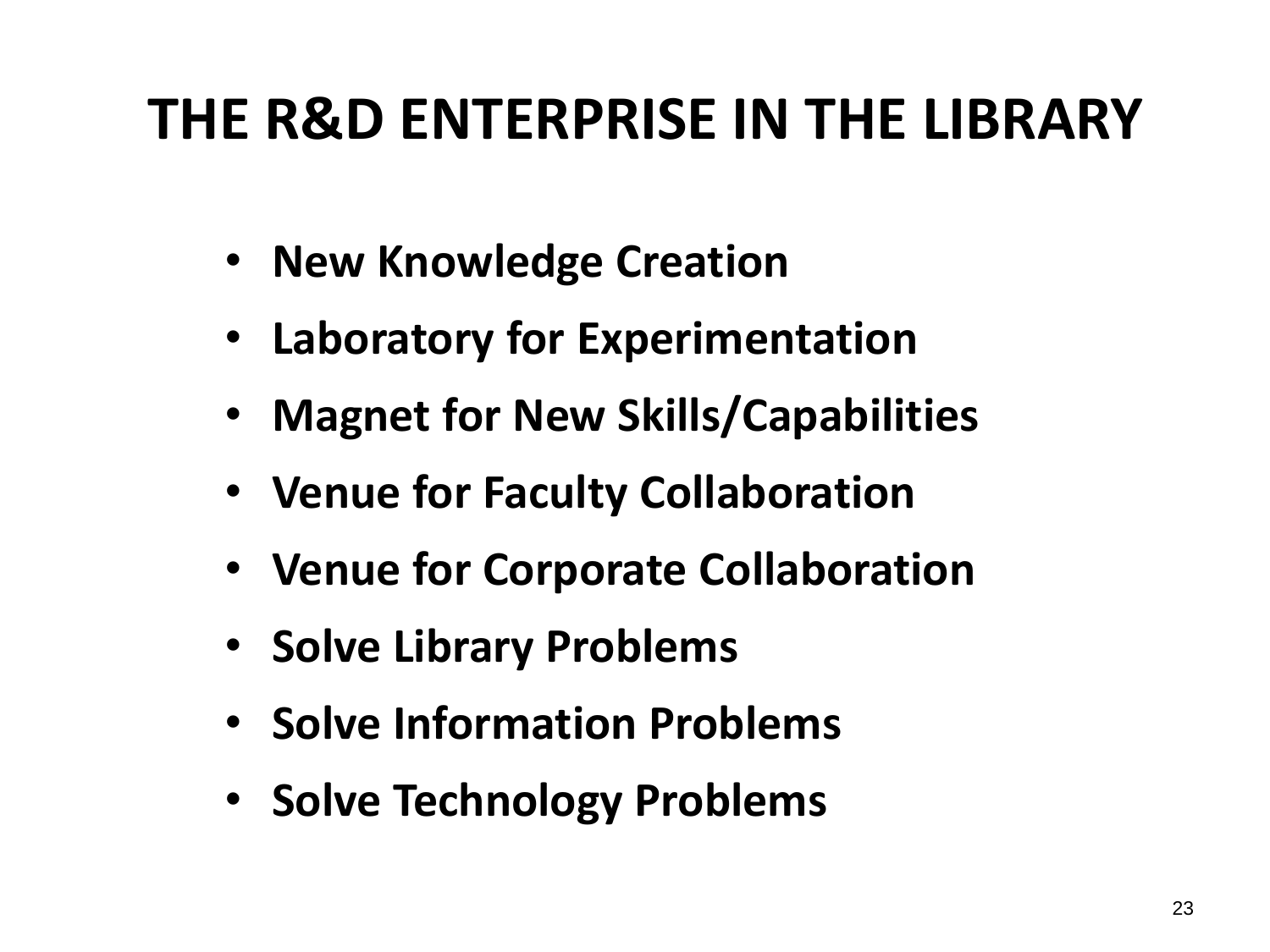# THE R&D ENTERPRISE IN THE LIBRARY

- **New Knowledge Creation**
- **Laboratory for Experimentation**
- **Magnet for New Skills/Capabilities**
- **Venue for Faculty Collaboration**
- **Venue for Corporate Collaboration**
- **Solve Library Problems**
- **Solve Information Problems**
- **Solve Technology Problems**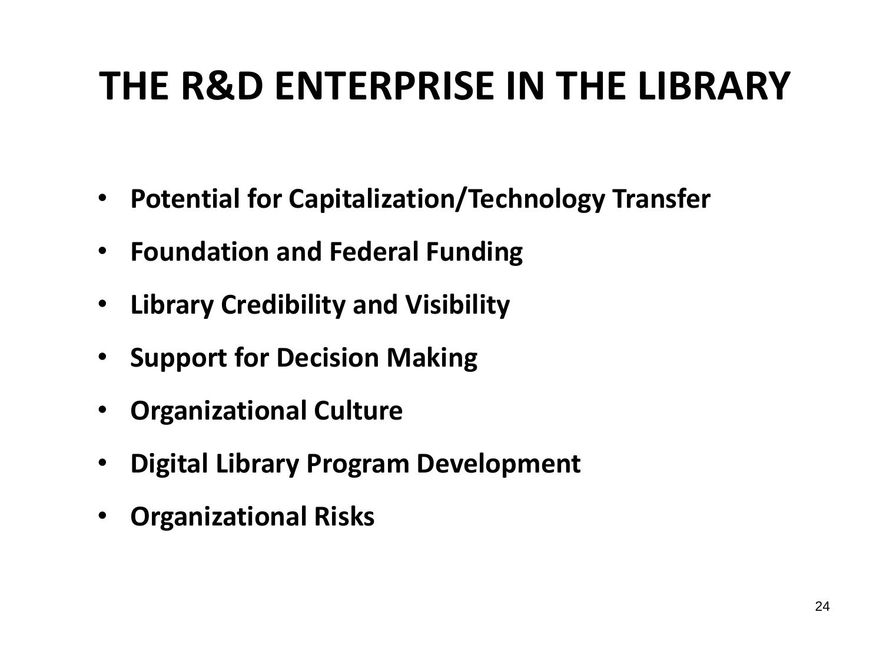# THE R&D ENTERPRISE IN THE LIBRARY

- **Potential for Capitalization/Technology Transfer**
- **Foundation and Federal Funding**
- **Library Credibility and Visibility**
- **Support for Decision Making**
- **Organizational Culture**
- **Digital Library Program Development**
- **Organizational Risks**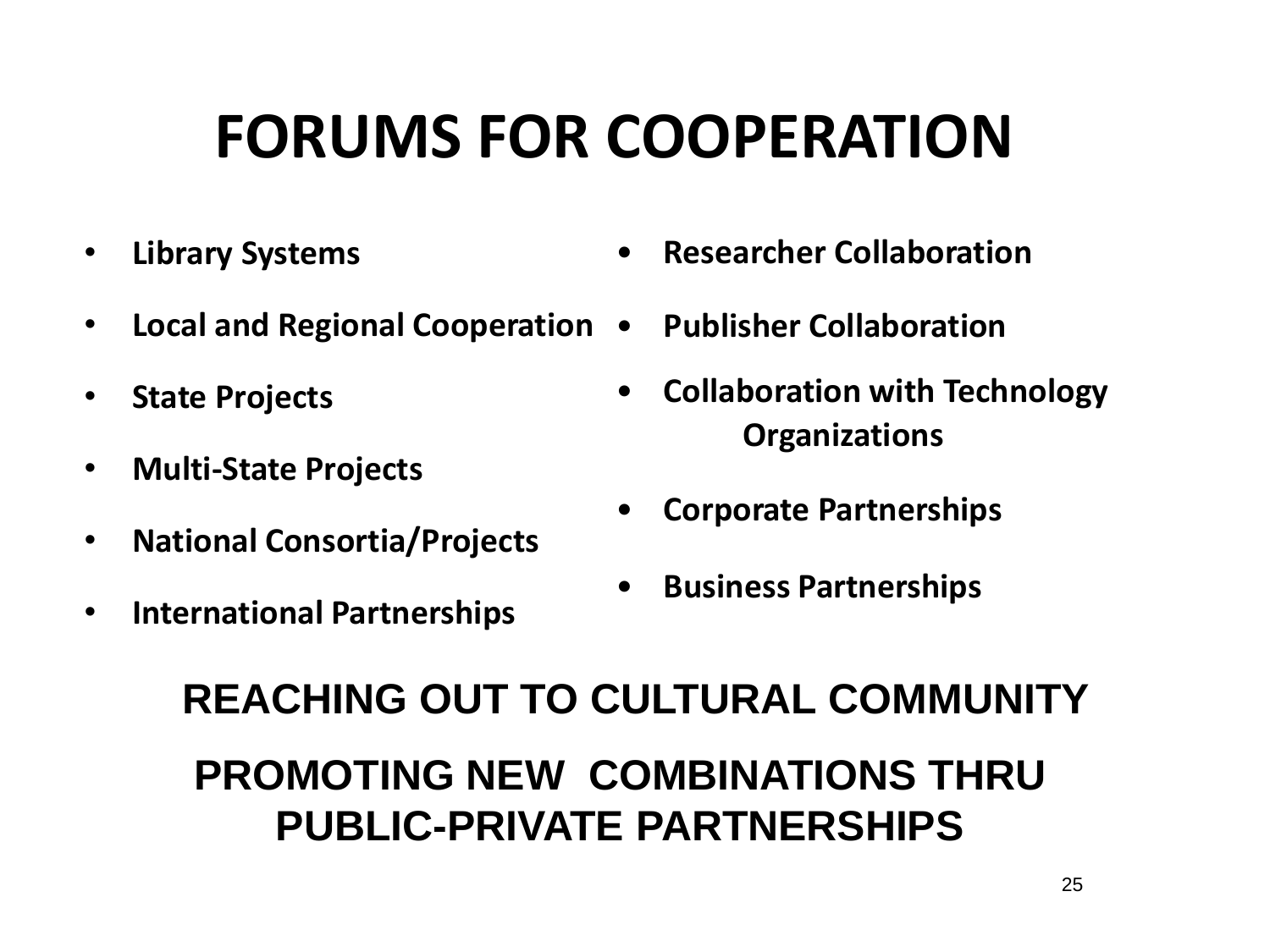# FORUMS FOR COOPERATION

- **Library Systems**
- **Local and Regional Cooperation**
- **State Projects**
- **Multi-State Projects**
- **National Consortia/Projects**
- **International Partnerships**

- **Researcher Collaboration**
- **Publisher Collaboration**
- **Collaboration with Technology Organizations**
- **Corporate Partnerships**
- **Business Partnerships**

**REACHING OUT TO CULTURAL COMMUNITY**

**PROMOTING NEW COMBINATIONS THRU PUBLIC-PRIVATE PARTNERSHIPS**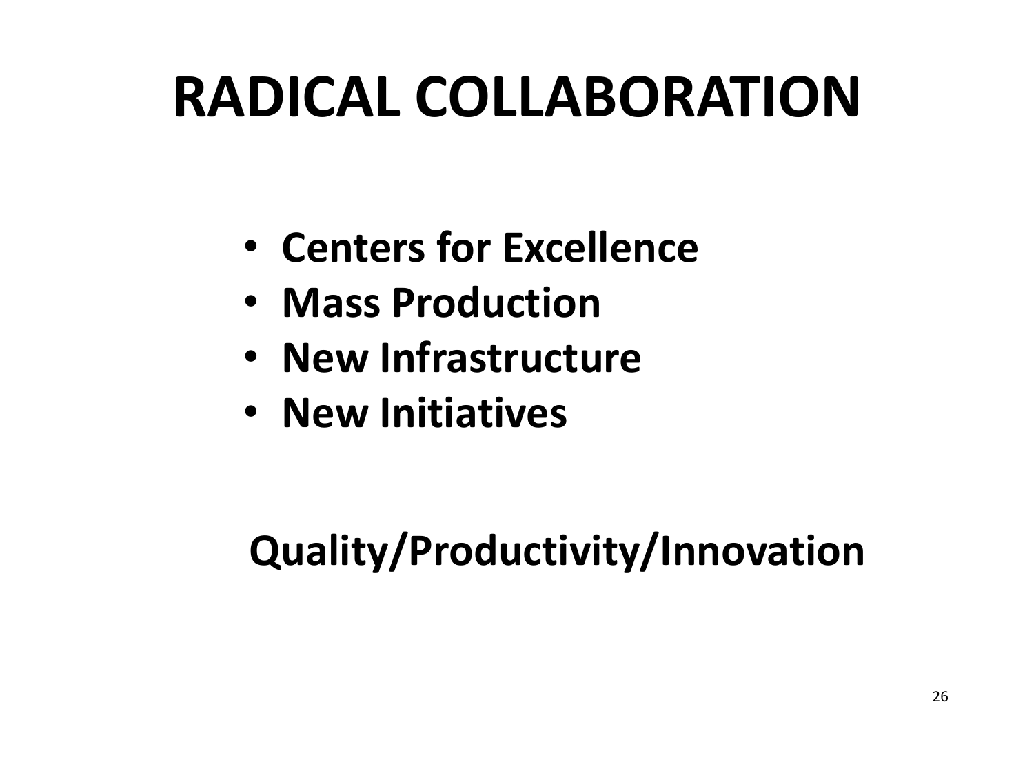# RADICAL COLLABORATION

- **Centers for Excellence**
- **Mass Production**
- **New Infrastructure**
- **New Initiatives**

**Quality/Productivity/Innovation**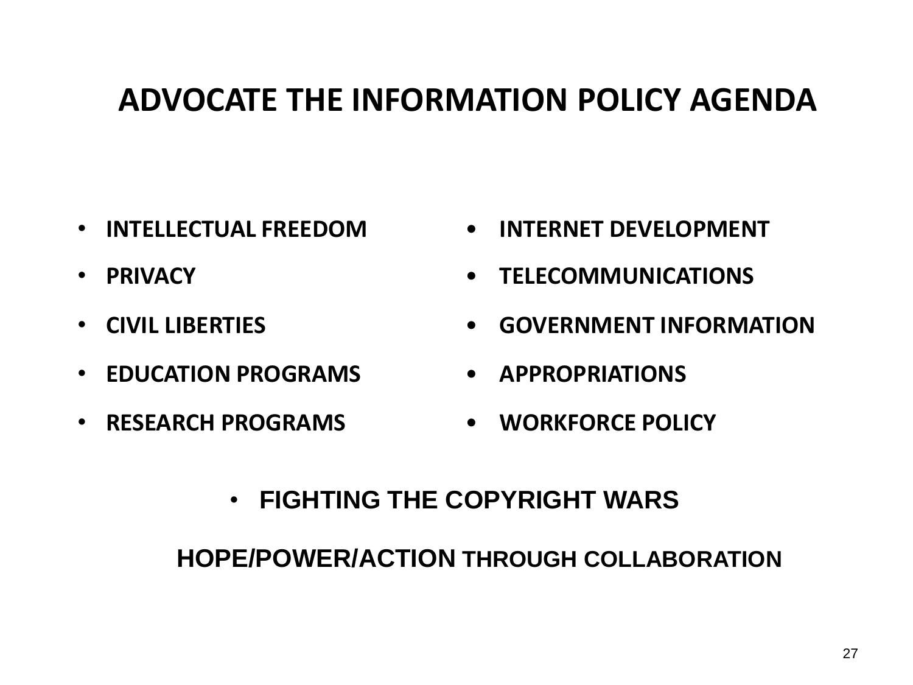# ADVOCATE THE INFORMATION POLICY AGENDA

- **INTELLECTUAL FREEDOM**
- **PRIVACY**
- **CIVIL LIBERTIES**
- **EDUCATION PROGRAMS**
- **RESEARCH PROGRAMS**
- **INTERNET DEVELOPMENT**
- **TELECOMMUNICATIONS**
- **GOVERNMENT INFORMATION**
- **APPROPRIATIONS**
- **WORKFORCE POLICY**

- **FIGHTING THE COPYRIGHT WARS**

**HOPE/POWER/ACTION THROUGH COLLABORATION**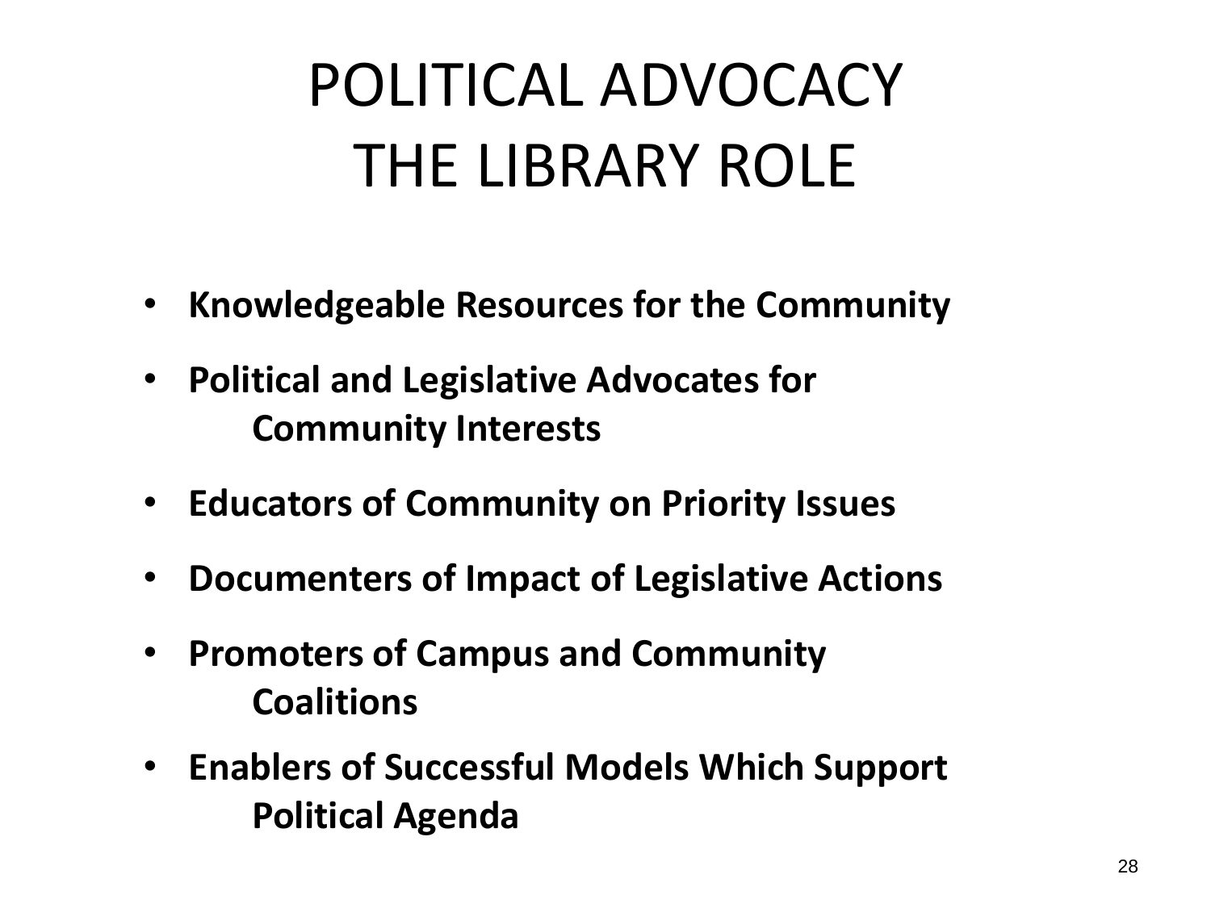# POLITICAL ADVOCACY THE LIBRARY ROLE

- **Knowledgeable Resources for the Community**
- **Political and Legislative Advocates for Community Interests**
- **Educators of Community on Priority Issues**
- **Documenters of Impact of Legislative Actions**
- **Promoters of Campus and Community Coalitions**
- **Enablers of Successful Models Which Support Political Agenda**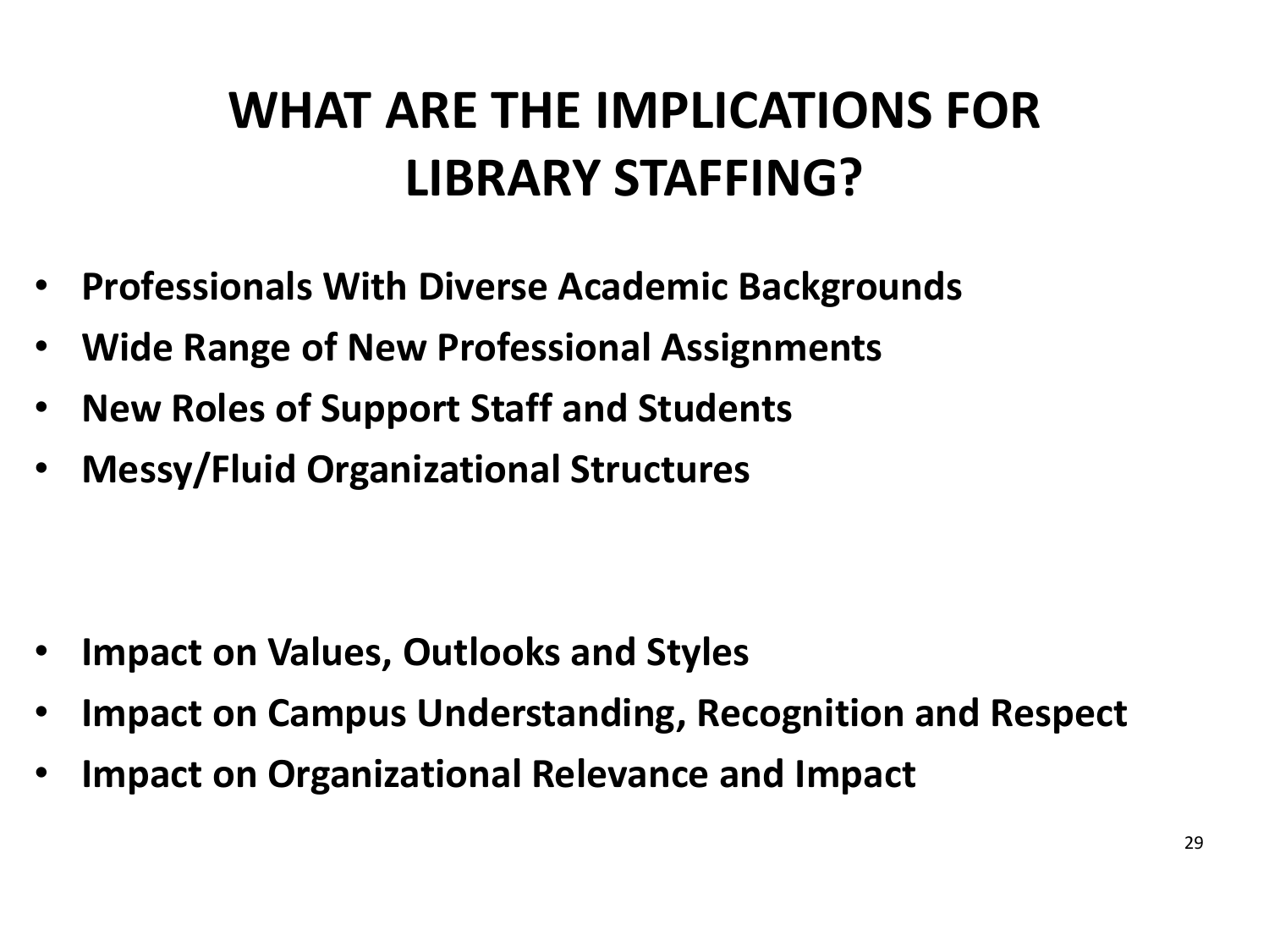# WHAT ARE THE IMPLICATIONS FOR LIBRARY STAFFING?

- **Professionals With Diverse Academic Backgrounds**
- **Wide Range of New Professional Assignments**
- **New Roles of Support Staff and Students**
- **Messy/Fluid Organizational Structures**

- **Impact on Values, Outlooks and Styles**
- **Impact on Campus Understanding, Recognition and Respect**
- **Impact on Organizational Relevance and Impact**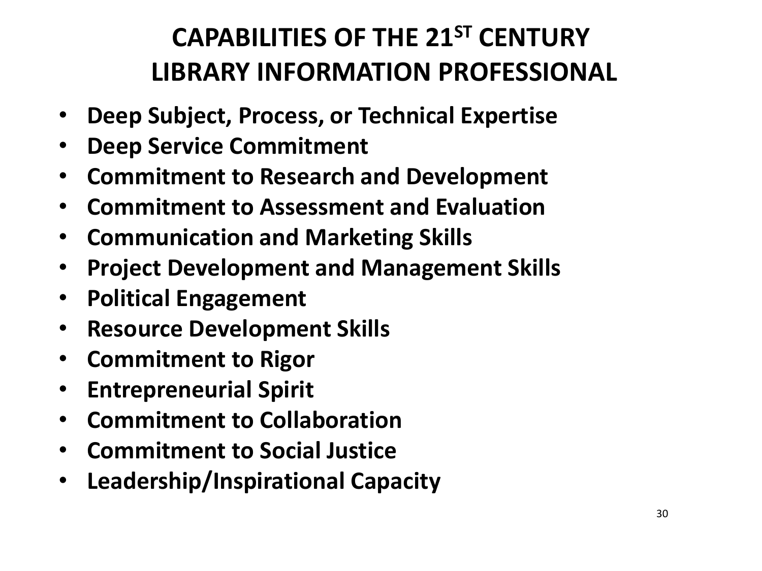# CAPABILITIES OF THE 21$^{ST}$ CENTURY LIBRARY INFORMATION PROFESSIONAL

- **Deep Subject, Process, or Technical Expertise**
- **Deep Service Commitment**
- **Commitment to Research and Development**
- **Commitment to Assessment and Evaluation**
- **Communication and Marketing Skills**
- **Project Development and Management Skills**
- **Political Engagement**
- **Resource Development Skills**
- **Commitment to Rigor**
- **Entrepreneurial Spirit**
- **Commitment to Collaboration**
- **Commitment to Social Justice**
- **Leadership/Inspirational Capacity**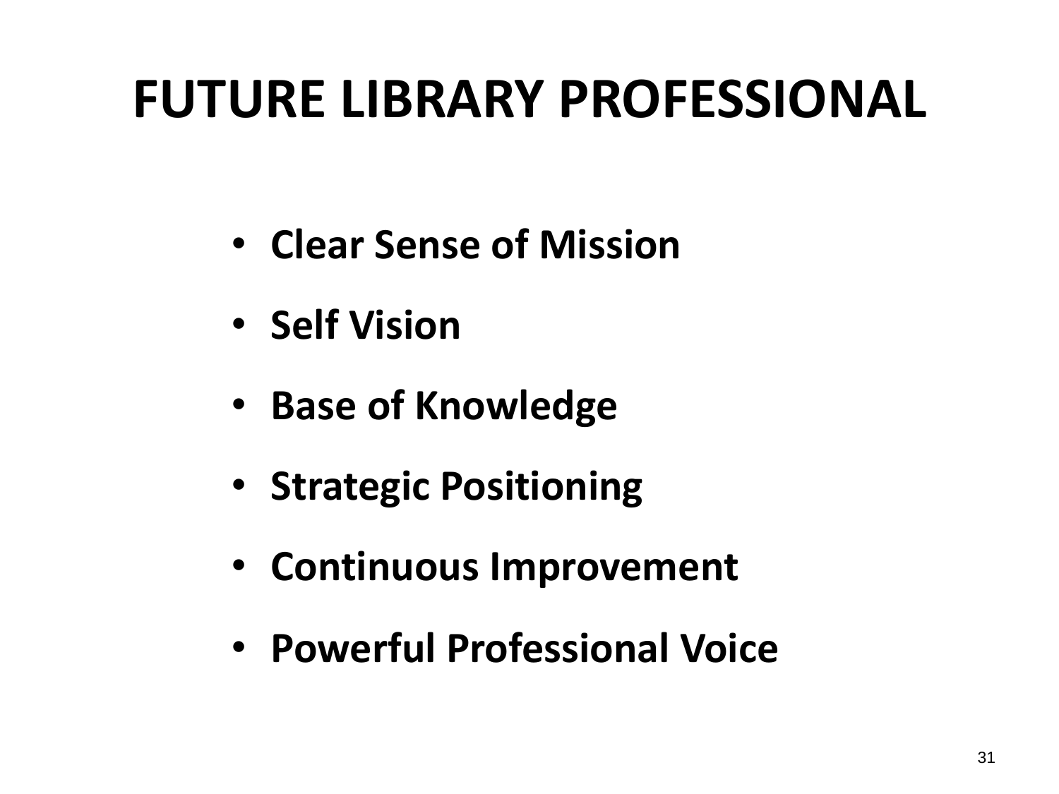# FUTURE LIBRARY PROFESSIONAL

- **Clear Sense of Mission**
- **Self Vision**
- **Base of Knowledge**
- **Strategic Positioning**
- **Continuous Improvement**
- **Powerful Professional Voice**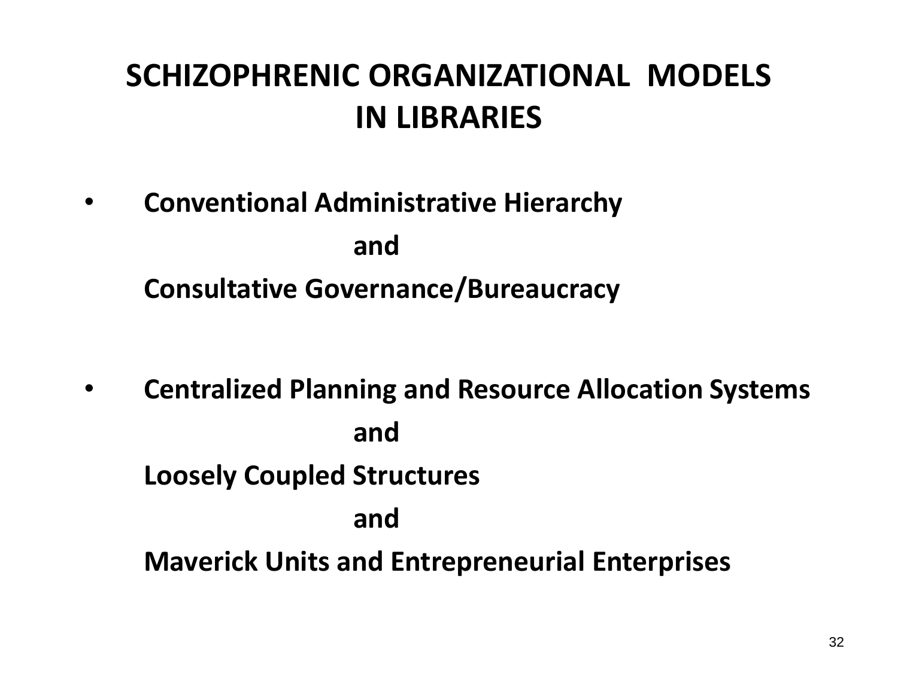# SCHIZOPHRENIC ORGANIZATIONAL MODELS IN LIBRARIES

- **Conventional Administrative Hierarchy**

  **and**

  **Consultative Governance/Bureaucracy**

- **Centralized Planning and Resource Allocation Systems**

  **and**

  **Loosely Coupled Structures**

  **and**

  **Maverick Units and Entrepreneurial Enterprises**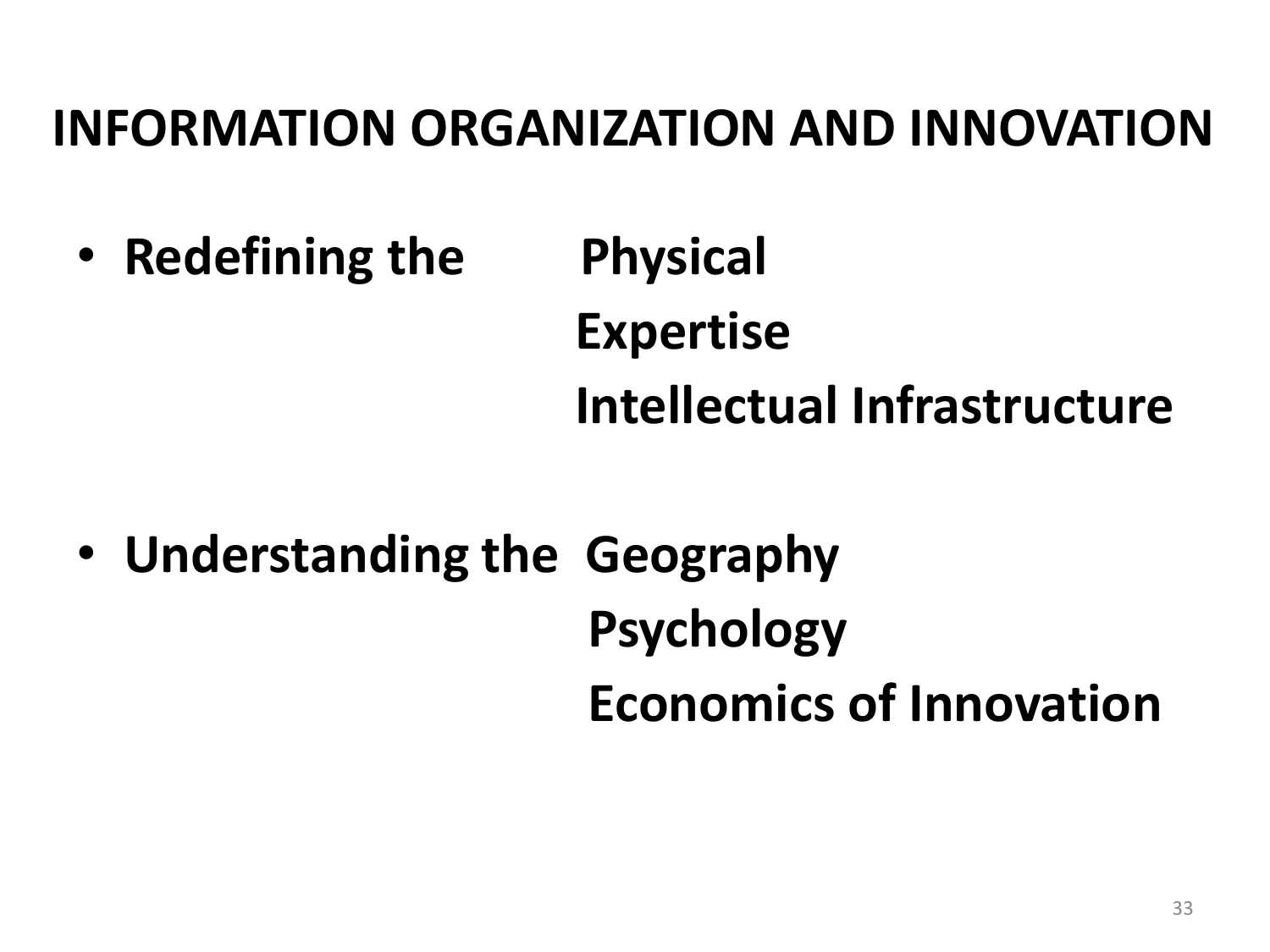# INFORMATION ORGANIZATION AND INNOVATION

- **Redefining the Physical**
  **Expertise**
  **Intellectual Infrastructure**

- **Understanding the Geography**
  **Psychology**
  **Economics of Innovation**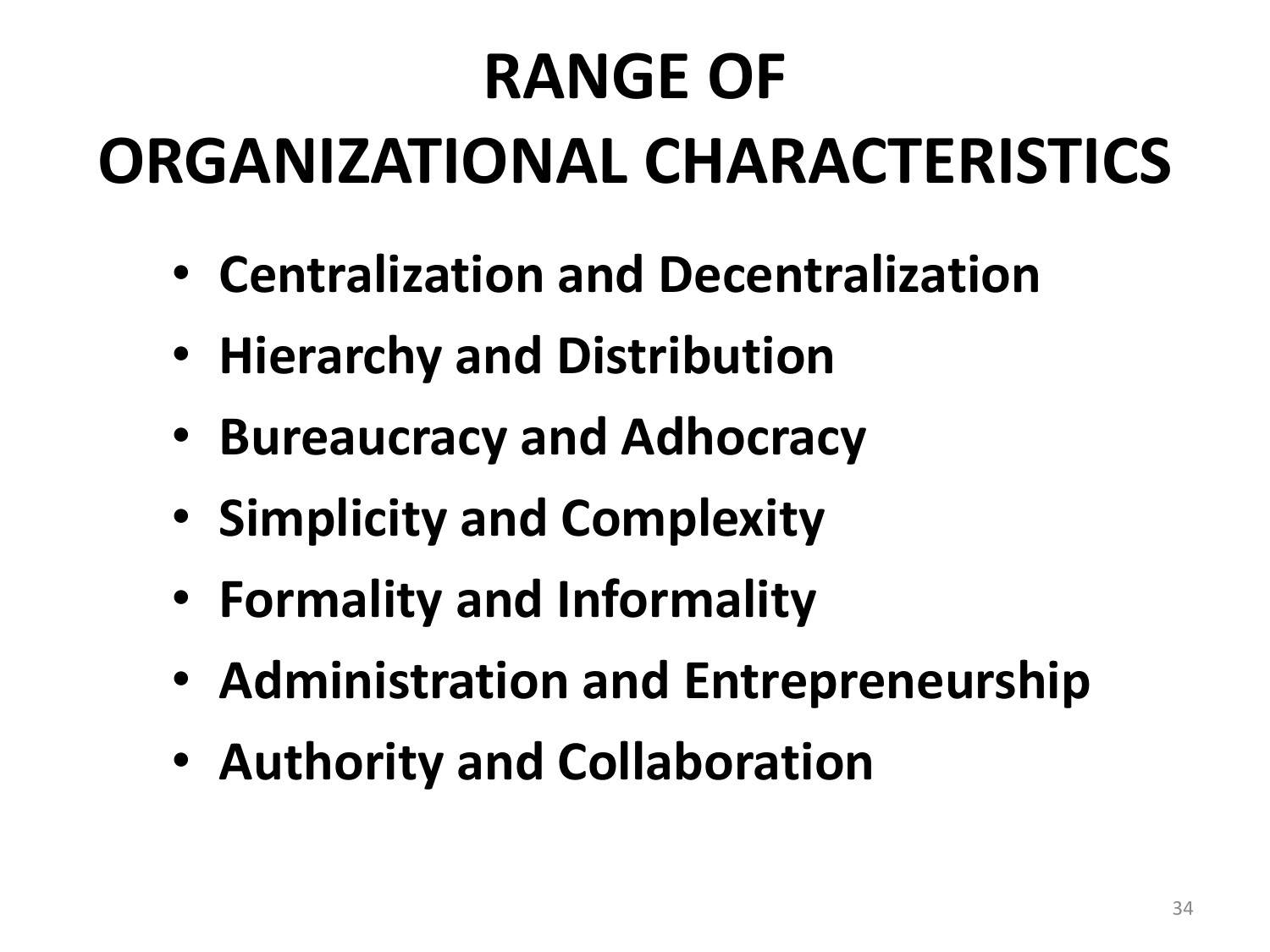# RANGE OF ORGANIZATIONAL CHARACTERISTICS

- **Centralization and Decentralization**
- **Hierarchy and Distribution**
- **Bureaucracy and Adhocracy**
- **Simplicity and Complexity**
- **Formality and Informality**
- **Administration and Entrepreneurship**
- **Authority and Collaboration**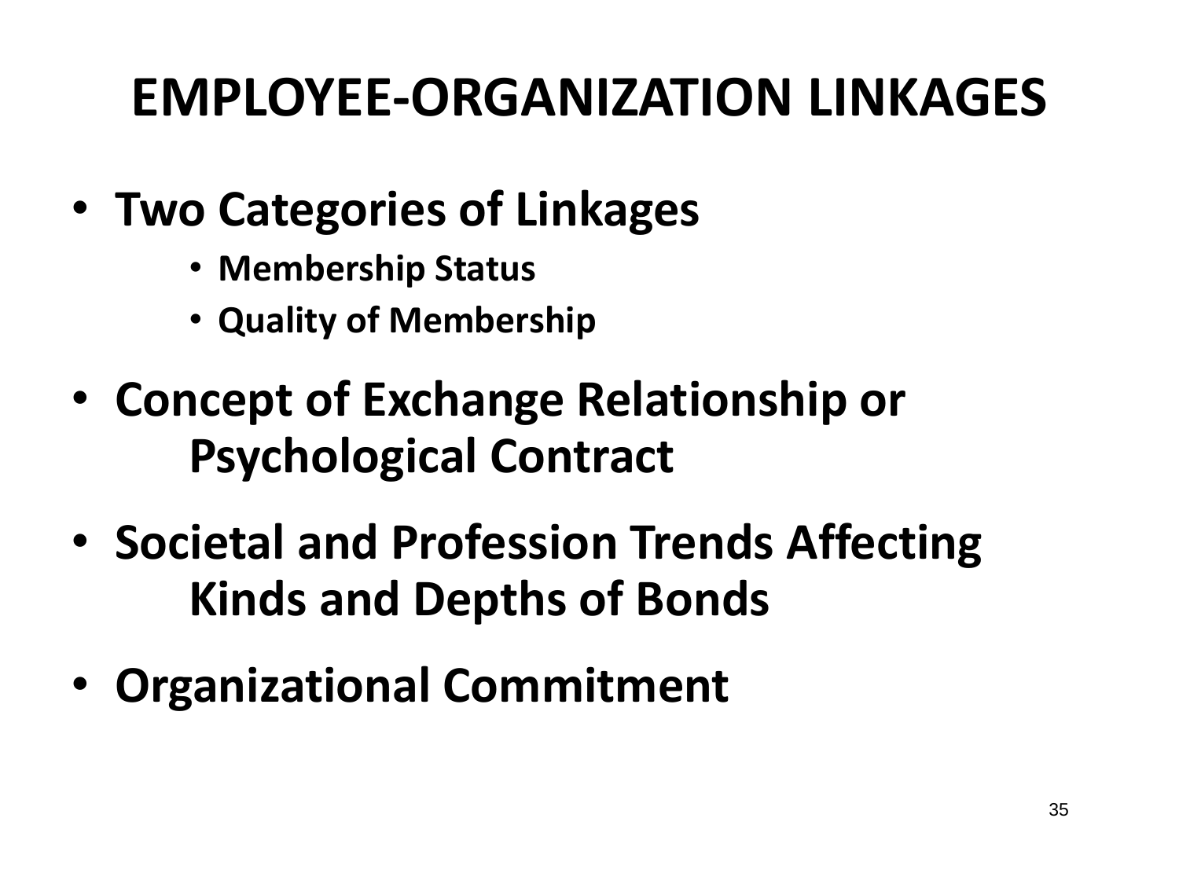# EMPLOYEE-ORGANIZATION LINKAGES

- **Two Categories of Linkages**
  - **Membership Status**
  - **Quality of Membership**
- **Concept of Exchange Relationship or Psychological Contract**
- **Societal and Profession Trends Affecting Kinds and Depths of Bonds**
- **Organizational Commitment**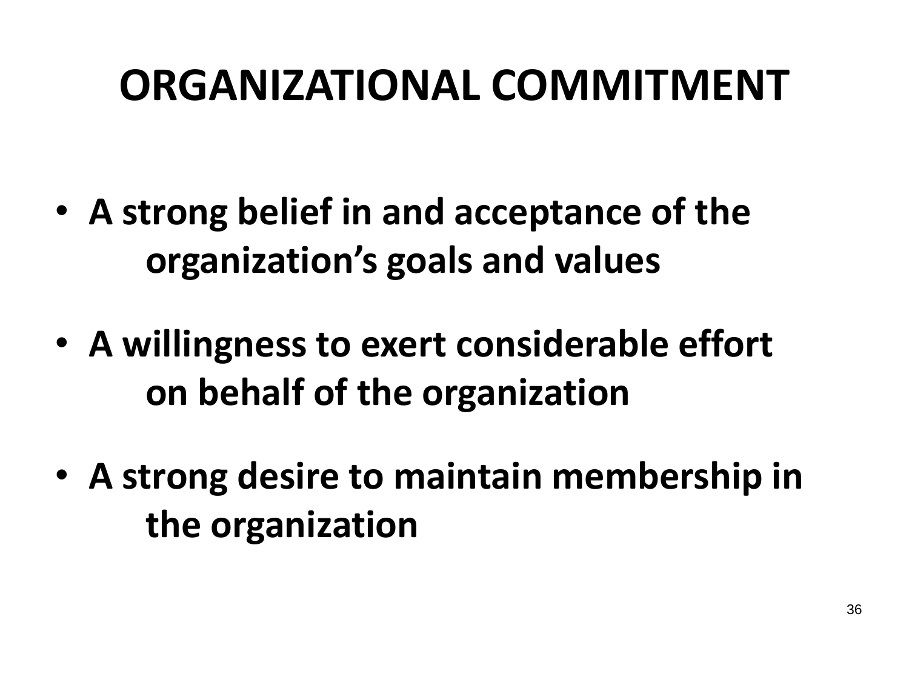# ORGANIZATIONAL COMMITMENT

- **A strong belief in and acceptance of the organization's goals and values**
- **A willingness to exert considerable effort on behalf of the organization**
- **A strong desire to maintain membership in the organization**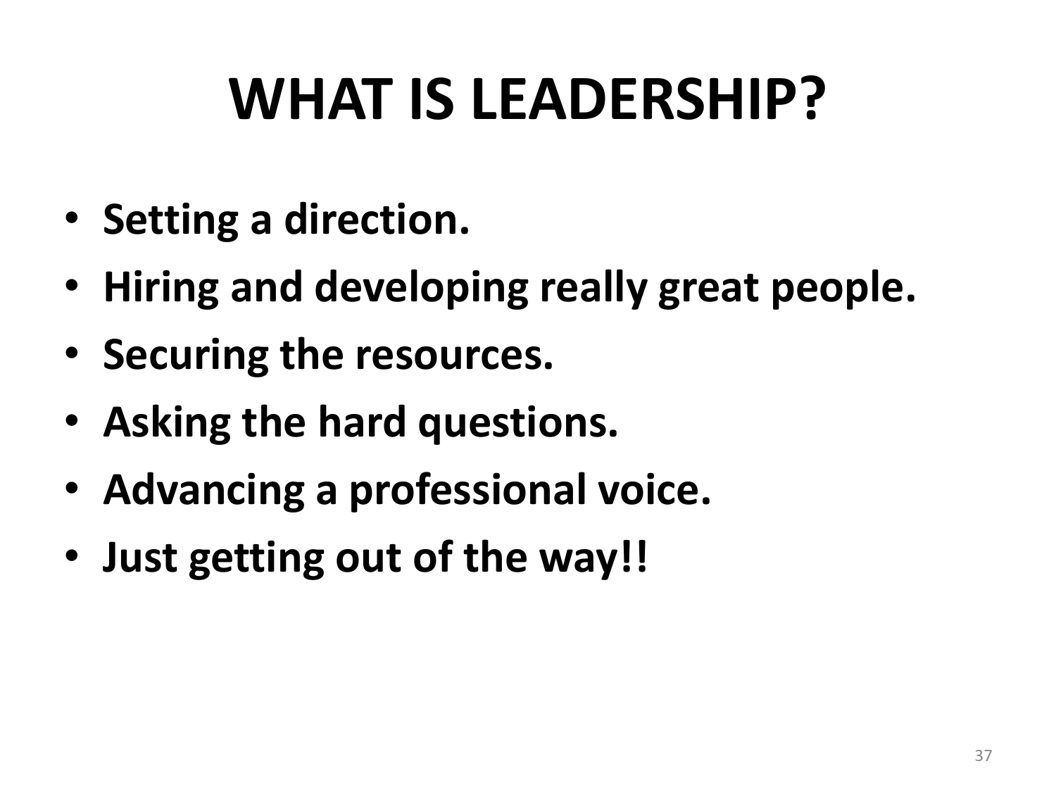# WHAT IS LEADERSHIP?

- **Setting a direction.**
- **Hiring and developing really great people.**
- **Securing the resources.**
- **Asking the hard questions.**
- **Advancing a professional voice.**
- **Just getting out of the way!!**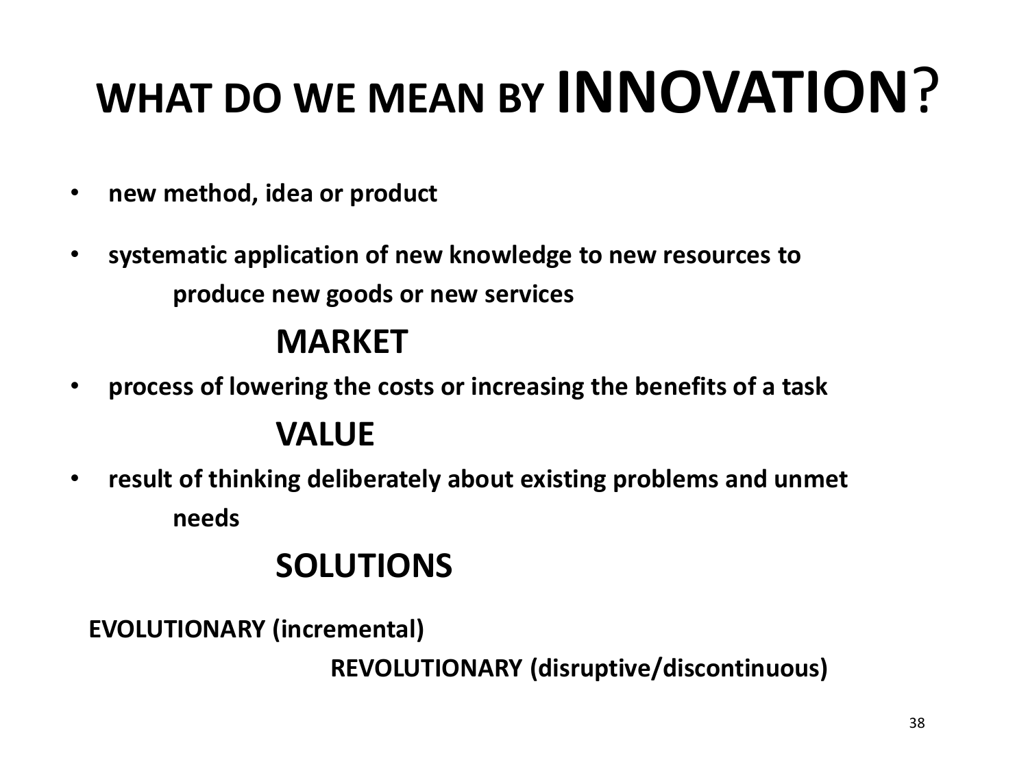# WHAT DO WE MEAN BY INNOVATION?

- **new method, idea or product**
- **systematic application of new knowledge to new resources to produce new goods or new services**

**MARKET**

- **process of lowering the costs or increasing the benefits of a task**

**VALUE**

- **result of thinking deliberately about existing problems and unmet needs**

**SOLUTIONS**

**EVOLUTIONARY (incremental)**

**REVOLUTIONARY (disruptive/discontinuous)**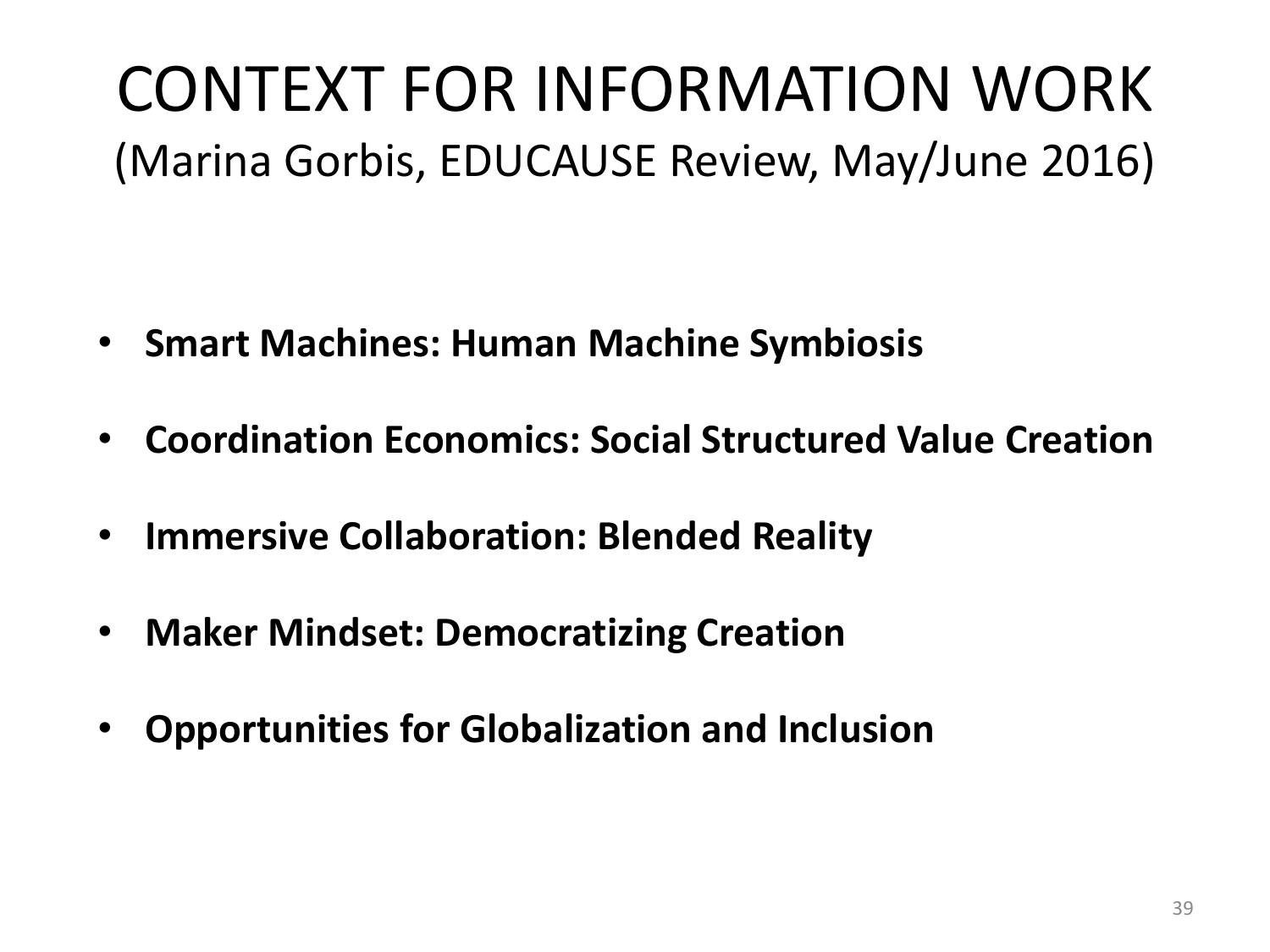# CONTEXT FOR INFORMATION WORK

(Marina Gorbis, EDUCAUSE Review, May/June 2016)

- **Smart Machines: Human Machine Symbiosis**
- **Coordination Economics: Social Structured Value Creation**
- **Immersive Collaboration: Blended Reality**
- **Maker Mindset: Democratizing Creation**
- **Opportunities for Globalization and Inclusion**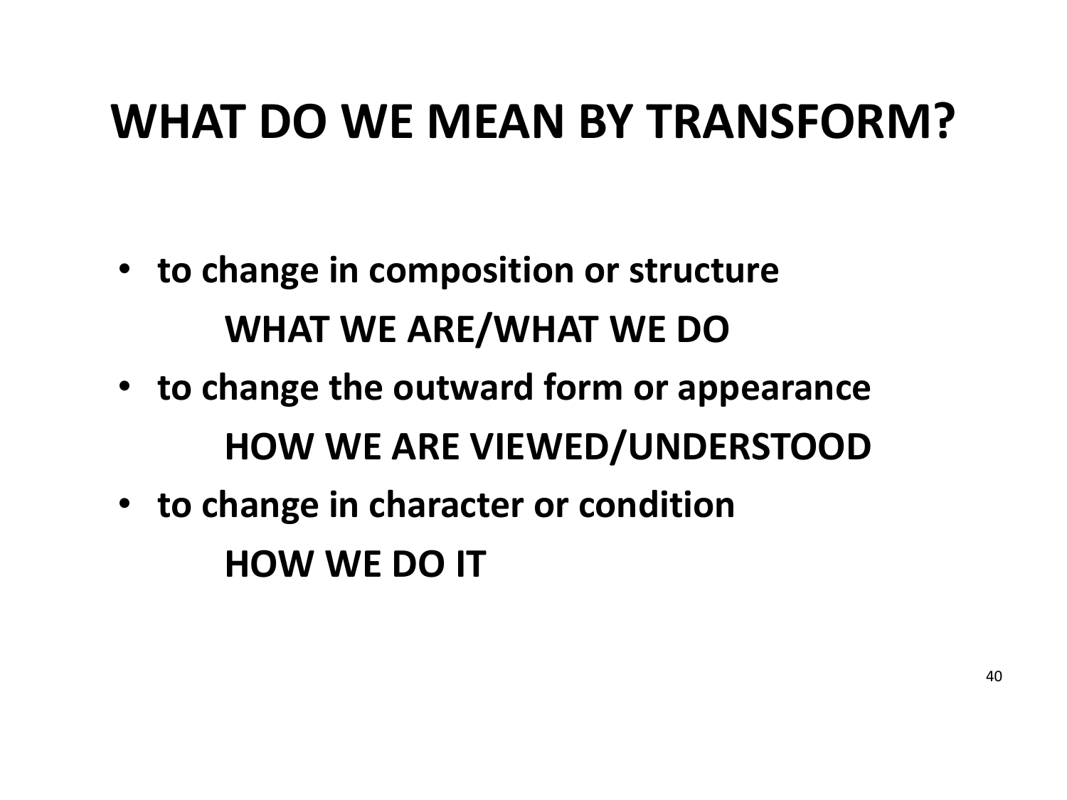# WHAT DO WE MEAN BY TRANSFORM?

- **to change in composition or structure**

  **WHAT WE ARE/WHAT WE DO**

- **to change the outward form or appearance**

  **HOW WE ARE VIEWED/UNDERSTOOD**

- **to change in character or condition**

  **HOW WE DO IT**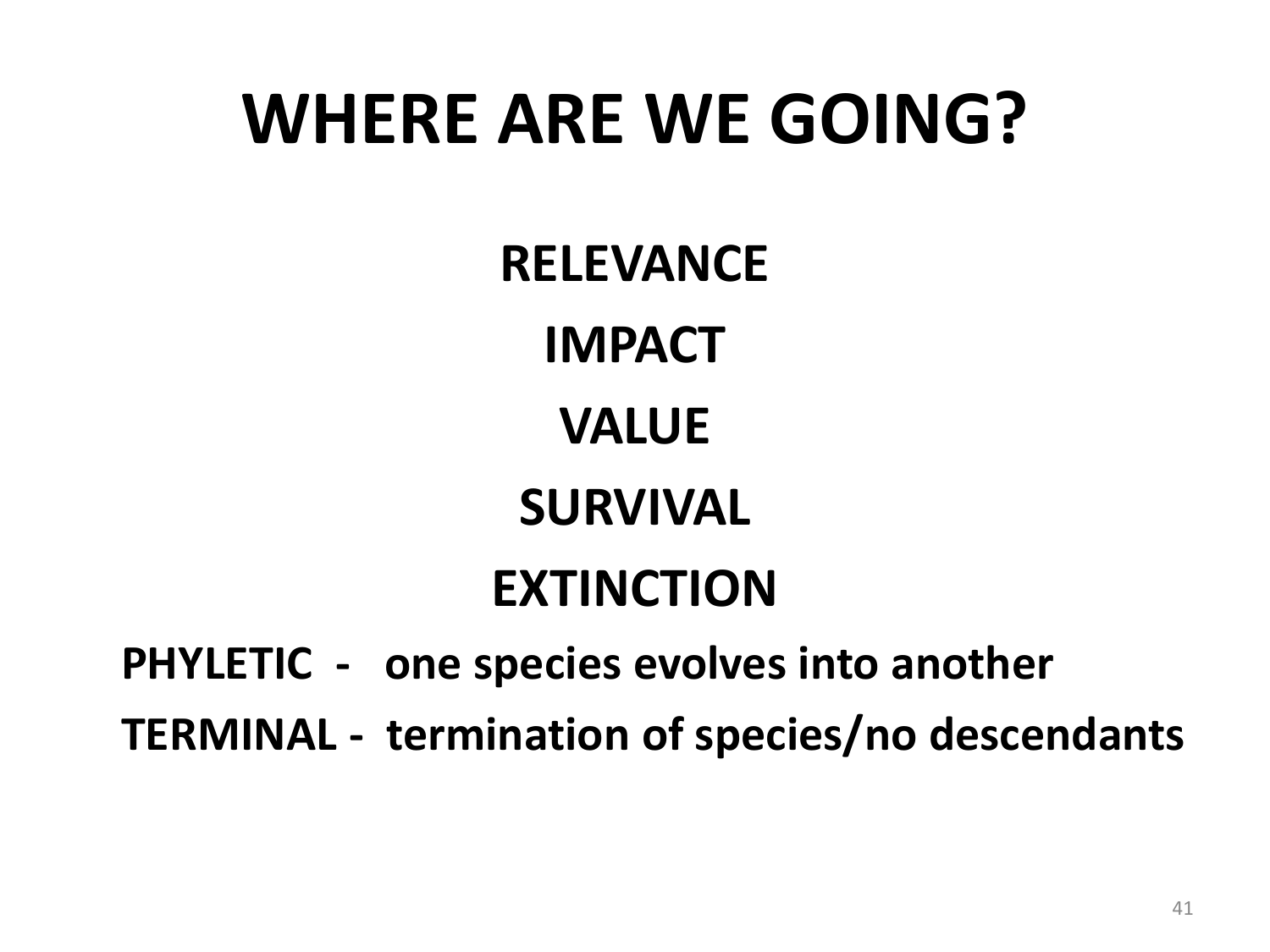# WHERE ARE WE GOING?

**RELEVANCE**

**IMPACT**

**VALUE**

**SURVIVAL**

**EXTINCTION**

**PHYLETIC - one species evolves into another**

**TERMINAL - termination of species/no descendants**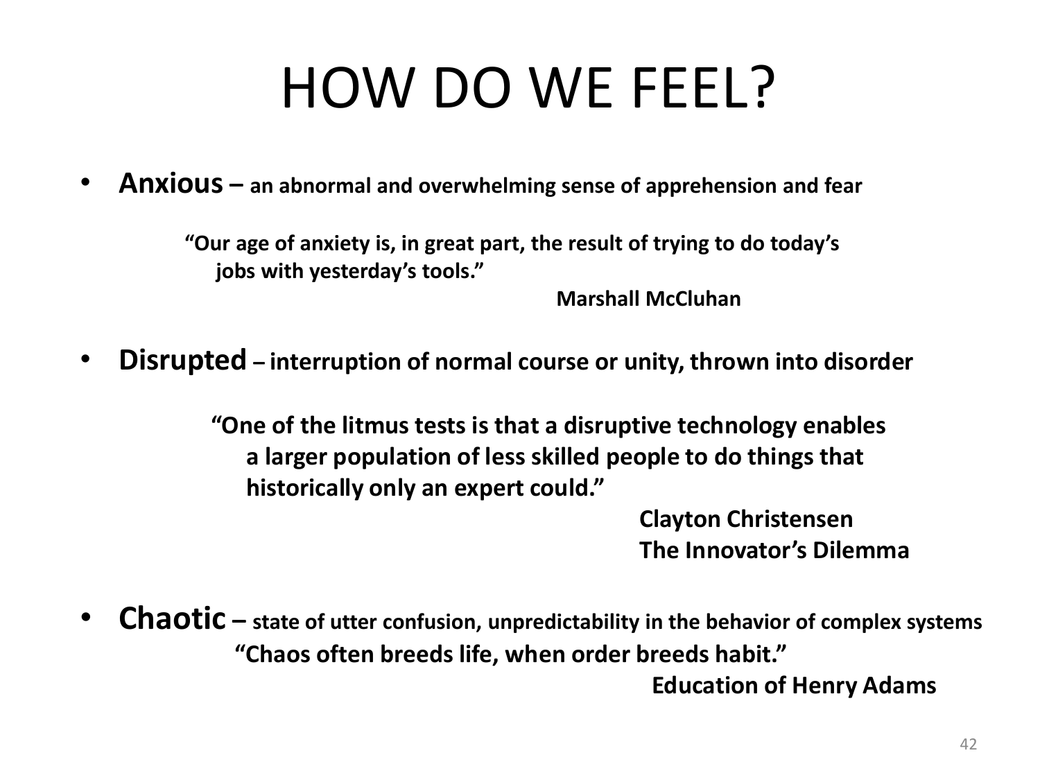# HOW DO WE FEEL?

- **Anxious – an abnormal and overwhelming sense of apprehension and fear**

> **“Our age of anxiety is, in great part, the result of trying to do today’s jobs with yesterday’s tools.”**
>
> **Marshall McCluhan**

- **Disrupted – interruption of normal course or unity, thrown into disorder**

> **“One of the litmus tests is that a disruptive technology enables a larger population of less skilled people to do things that historically only an expert could.”**
>
> **Clayton Christensen**
> **The Innovator’s Dilemma**

- **Chaotic – state of utter confusion, unpredictability in the behavior of complex systems**

> **“Chaos often breeds life, when order breeds habit.”**
>
> **Education of Henry Adams**